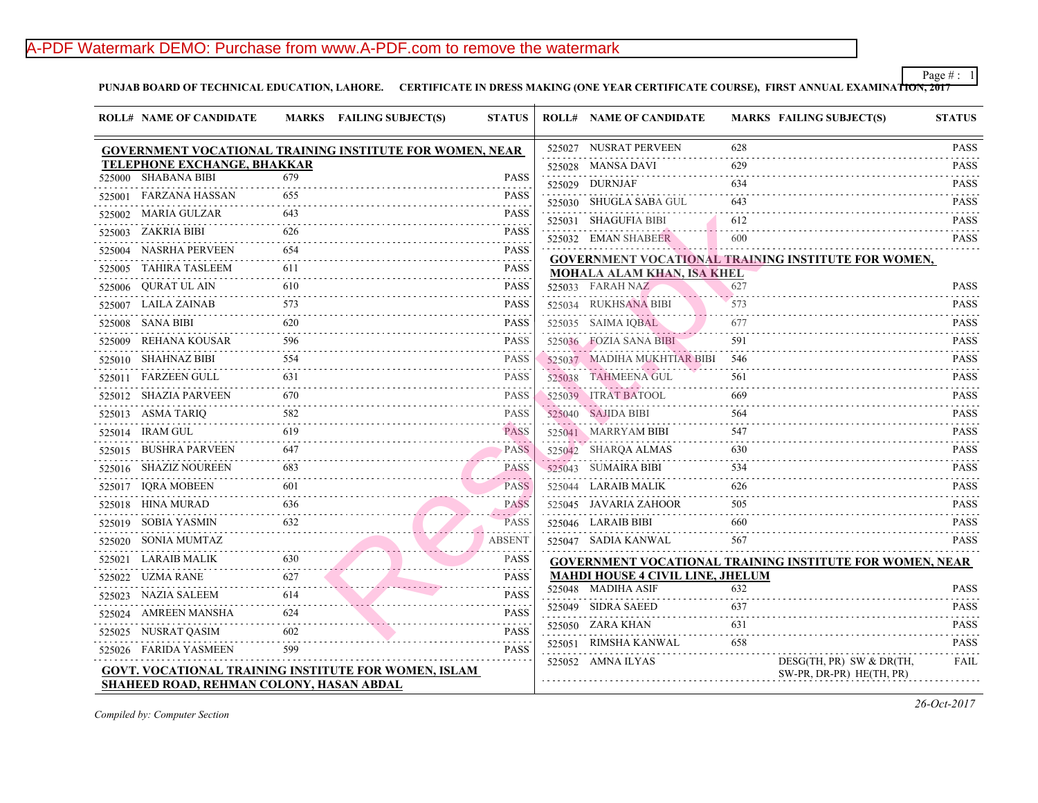**PUNJAB BOARD OF TECHNICAL EDUCATION, LAHORE. CERTIFICATE IN DRESS MAKING (ONE YEAR CERTIFICATE COURSE), FIRST ANNUAL EXAMINATION, 2017**

## GOVERNMENT VOCATIONAL TRAINING INSTITUTE FOR WOMEN, NEAR TELEPHONE EXCHANGE, BHAKKAR

| ROLL# | NAME OF CANDIDATE | MARKS | FAILING SUBJECT(S) | STATUS |
|---|---|---|---|---|
| 525000 | SHABANA BIBI | 679 | | PASS |
| 525001 | FARZANA HASSAN | 655 | | PASS |
| 525002 | MARIA GULZAR | 643 | | PASS |
| 525003 | ZAKRIA BIBI | 626 | | PASS |
| 525004 | NASRHA PERVEEN | 654 | | PASS |
| 525005 | TAHIRA TASLEEM | 611 | | PASS |
| 525006 | QURAT UL AIN | 610 | | PASS |
| 525007 | LAILA ZAINAB | 573 | | PASS |
| 525008 | SANA BIBI | 620 | | PASS |
| 525009 | REHANA KOUSAR | 596 | | PASS |
| 525010 | SHAHNAZ BIBI | 554 | | PASS |
| 525011 | FARZEEN GULL | 631 | | PASS |
| 525012 | SHAZIA PARVEEN | 670 | | PASS |
| 525013 | ASMA TARIQ | 582 | | PASS |
| 525014 | IRAM GUL | 619 | | PASS |
| 525015 | BUSHRA PARVEEN | 647 | | PASS |
| 525016 | SHAZIZ NOUREEN | 683 | | PASS |
| 525017 | IQRA MOBEEN | 601 | | PASS |
| 525018 | HINA MURAD | 636 | | PASS |
| 525019 | SOBIA YASMIN | 632 | | PASS |
| 525020 | SONIA MUMTAZ | | | ABSENT |
| 525021 | LARAIB MALIK | 630 | | PASS |
| 525022 | UZMA RANE | 627 | | PASS |
| 525023 | NAZIA SALEEM | 614 | | PASS |
| 525024 | AMREEN MANSHA | 624 | | PASS |
| 525025 | NUSRAT QASIM | 602 | | PASS |
| 525026 | FARIDA YASMEEN | 599 | | PASS |

## GOVT. VOCATIONAL TRAINING INSTITUTE FOR WOMEN, ISLAM SHAHEED ROAD, REHMAN COLONY, HASAN ABDAL

| ROLL# | NAME OF CANDIDATE | MARKS | FAILING SUBJECT(S) | STATUS |
|---|---|---|---|---|
| 525027 | NUSRAT PERVEEN | 628 | | PASS |
| 525028 | MANSA DAVI | 629 | | PASS |
| 525029 | DURNJAF | 634 | | PASS |
| 525030 | SHUGLA SABA GUL | 643 | | PASS |
| 525031 | SHAGUFIA BIBI | 612 | | PASS |
| 525032 | EMAN SHABEER | 600 | | PASS |

## GOVERNMENT VOCATIONAL TRAINING INSTITUTE FOR WOMEN, MOHALA ALAM KHAN, ISA KHEL

| ROLL# | NAME OF CANDIDATE | MARKS | FAILING SUBJECT(S) | STATUS |
|---|---|---|---|---|
| 525033 | FARAH NAZ | 627 | | PASS |
| 525034 | RUKHSANA BIBI | 573 | | PASS |
| 525035 | SAIMA IQBAL | 677 | | PASS |
| 525036 | FOZIA SANA BIBI | 591 | | PASS |
| 525037 | MADIHA MUKHTIAR BIBI | 546 | | PASS |
| 525038 | TAHMEENA GUL | 561 | | PASS |
| 525039 | ITRAT BATOOL | 669 | | PASS |
| 525040 | SAJIDA BIBI | 564 | | PASS |
| 525041 | MARRYAM BIBI | 547 | | PASS |
| 525042 | SHARQA ALMAS | 630 | | PASS |
| 525043 | SUMAIRA BIBI | 534 | | PASS |
| 525044 | LARAIB MALIK | 626 | | PASS |
| 525045 | JAVARIA ZAHOOR | 505 | | PASS |
| 525046 | LARAIB BIBI | 660 | | PASS |
| 525047 | SADIA KANWAL | 567 | | PASS |

## GOVERNMENT VOCATIONAL TRAINING INSTITUTE FOR WOMEN, NEAR MAHDI HOUSE 4 CIVIL LINE, JHELUM

| ROLL# | NAME OF CANDIDATE | MARKS | FAILING SUBJECT(S) | STATUS |
|---|---|---|---|---|
| 525048 | MADIHA ASIF | 632 | | PASS |
| 525049 | SIDRA SAEED | 637 | | PASS |
| 525050 | ZARA KHAN | 631 | | PASS |
| 525051 | RIMSHA KANWAL | 658 | | PASS |
| 525052 | AMNA ILYAS | | DESG(TH, PR) SW & DR(TH, SW-PR, DR-PR) HE(TH, PR) | FAIL |

*Compiled by: Computer Section*

*26-Oct-2017*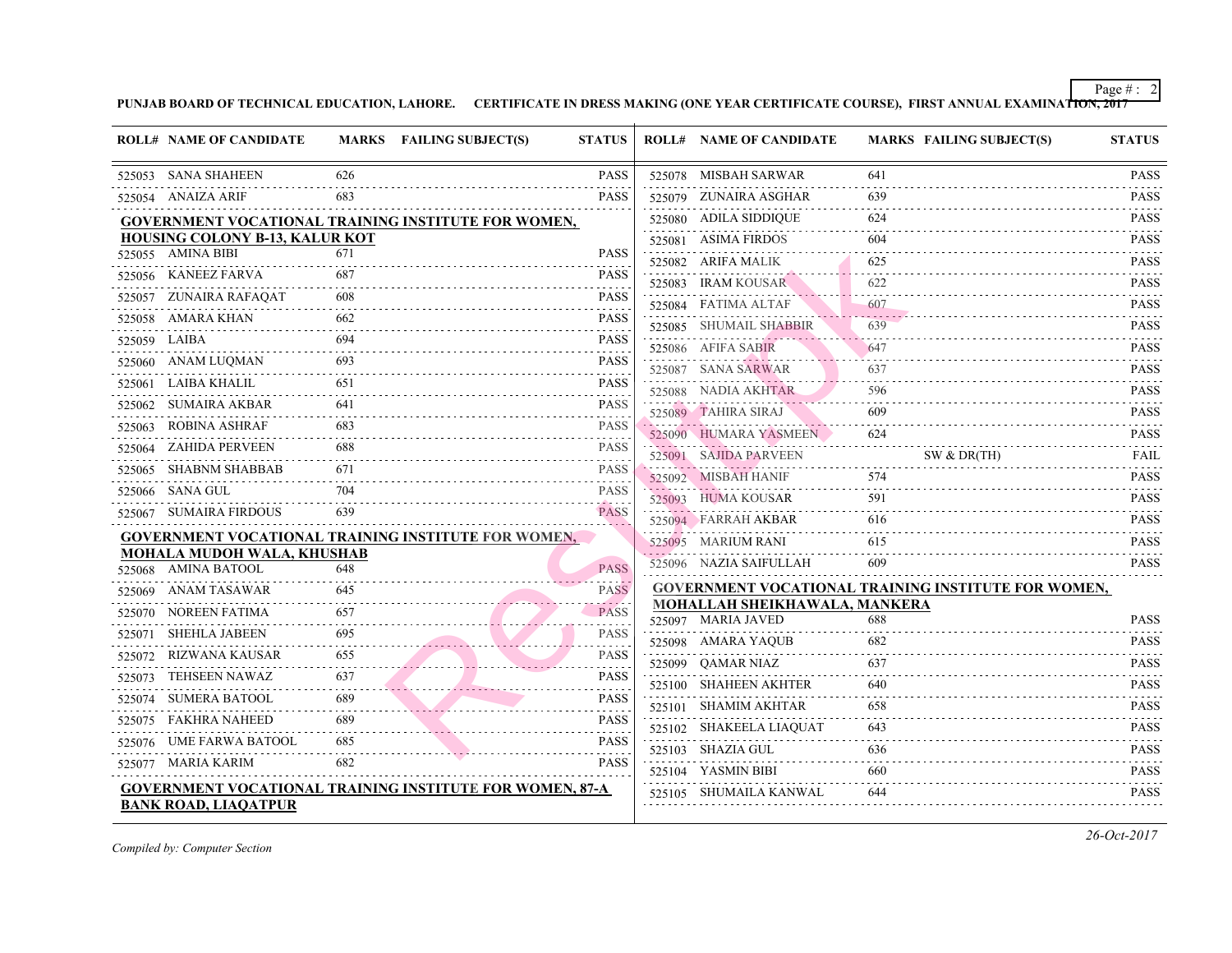**PUNJAB BOARD OF TECHNICAL EDUCATION, LAHORE. CERTIFICATE IN DRESS MAKING (ONE YEAR CERTIFICATE COURSE), FIRST ANNUAL EXAMINATION, 2017**

| ROLL# | NAME OF CANDIDATE | MARKS | FAILING SUBJECT(S) | STATUS |
|---|---|---|---|---|
| 525053 | SANA SHAHEEN | 626 | | PASS |
| 525054 | ANAIZA ARIF | 683 | | PASS |

**GOVERNMENT VOCATIONAL TRAINING INSTITUTE FOR WOMEN, HOUSING COLONY B-13, KALUR KOT**

| ROLL# | NAME OF CANDIDATE | MARKS | FAILING SUBJECT(S) | STATUS |
|---|---|---|---|---|
| 525055 | AMINA BIBI | 671 | | PASS |
| 525056 | KANEEZ FARVA | 687 | | PASS |
| 525057 | ZUNAIRA RAFAQAT | 608 | | PASS |
| 525058 | AMARA KHAN | 662 | | PASS |
| 525059 | LAIBA | 694 | | PASS |
| 525060 | ANAM LUQMAN | 693 | | PASS |
| 525061 | LAIBA KHALIL | 651 | | PASS |
| 525062 | SUMAIRA AKBAR | 641 | | PASS |
| 525063 | ROBINA ASHRAF | 683 | | PASS |
| 525064 | ZAHIDA PERVEEN | 688 | | PASS |
| 525065 | SHABNM SHABBAB | 671 | | PASS |
| 525066 | SANA GUL | 704 | | PASS |
| 525067 | SUMAIRA FIRDOUS | 639 | | PASS |

**GOVERNMENT VOCATIONAL TRAINING INSTITUTE FOR WOMEN, MOHALA MUDOH WALA, KHUSHAB**

| ROLL# | NAME OF CANDIDATE | MARKS | FAILING SUBJECT(S) | STATUS |
|---|---|---|---|---|
| 525068 | AMINA BATOOL | 648 | | PASS |
| 525069 | ANAM TASAWAR | 645 | | PASS |
| 525070 | NOREEN FATIMA | 657 | | PASS |
| 525071 | SHEHLA JABEEN | 695 | | PASS |
| 525072 | RIZWANA KAUSAR | 655 | | PASS |
| 525073 | TEHSEEN NAWAZ | 637 | | PASS |
| 525074 | SUMERA BATOOL | 689 | | PASS |
| 525075 | FAKHRA NAHEED | 689 | | PASS |
| 525076 | UME FARWA BATOOL | 685 | | PASS |
| 525077 | MARIA KARIM | 682 | | PASS |

**GOVERNMENT VOCATIONAL TRAINING INSTITUTE FOR WOMEN, 87-A BANK ROAD, LIAQATPUR**

| ROLL# | NAME OF CANDIDATE | MARKS | FAILING SUBJECT(S) | STATUS |
|---|---|---|---|---|
| 525078 | MISBAH SARWAR | 641 | | PASS |
| 525079 | ZUNAIRA ASGHAR | 639 | | PASS |
| 525080 | ADILA SIDDIQUE | 624 | | PASS |
| 525081 | ASIMA FIRDOS | 604 | | PASS |
| 525082 | ARIFA MALIK | 625 | | PASS |
| 525083 | IRAM KOUSAR | 622 | | PASS |
| 525084 | FATIMA ALTAF | 607 | | PASS |
| 525085 | SHUMAIL SHABBIR | 639 | | PASS |
| 525086 | AFIFA SABIR | 647 | | PASS |
| 525087 | SANA SARWAR | 637 | | PASS |
| 525088 | NADIA AKHTAR | 596 | | PASS |
| 525089 | TAHIRA SIRAJ | 609 | | PASS |
| 525090 | HUMARA YASMEEN | 624 | | PASS |
| 525091 | SAJIDA PARVEEN | | SW & DR(TH) | FAIL |
| 525092 | MISBAH HANIF | 574 | | PASS |
| 525093 | HUMA KOUSAR | 591 | | PASS |
| 525094 | FARRAH AKBAR | 616 | | PASS |
| 525095 | MARIUM RANI | 615 | | PASS |
| 525096 | NAZIA SAIFULLAH | 609 | | PASS |

**GOVERNMENT VOCATIONAL TRAINING INSTITUTE FOR WOMEN, MOHALLAH SHEIKHAWALA, MANKERA**

| ROLL# | NAME OF CANDIDATE | MARKS | FAILING SUBJECT(S) | STATUS |
|---|---|---|---|---|
| 525097 | MARIA JAVED | 688 | | PASS |
| 525098 | AMARA YAQUB | 682 | | PASS |
| 525099 | QAMAR NIAZ | 637 | | PASS |
| 525100 | SHAHEEN AKHTER | 640 | | PASS |
| 525101 | SHAMIM AKHTAR | 658 | | PASS |
| 525102 | SHAKEELA LIAQUAT | 643 | | PASS |
| 525103 | SHAZIA GUL | 636 | | PASS |
| 525104 | YASMIN BIBI | 660 | | PASS |
| 525105 | SHUMAILA KANWAL | 644 | | PASS |

*Compiled by: Computer Section*

*26-Oct-2017*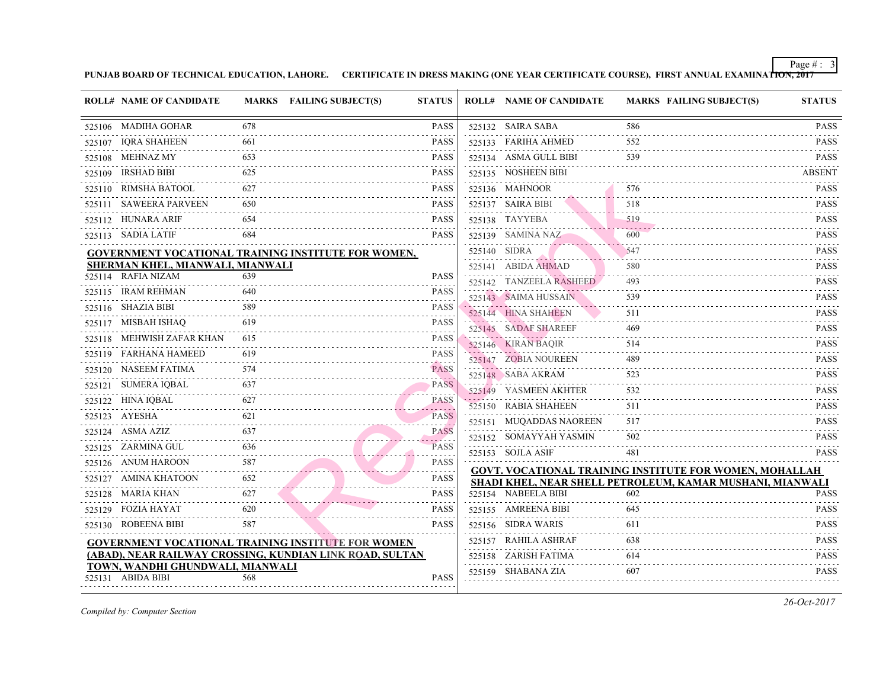PUNJAB BOARD OF TECHNICAL EDUCATION, LAHORE. CERTIFICATE IN DRESS MAKING (ONE YEAR CERTIFICATE COURSE), FIRST ANNUAL EXAMINATION, 2017

| ROLL# | NAME OF CANDIDATE | MARKS | FAILING SUBJECT(S) | STATUS |
|---|---|---|---|---|
| 525106 | MADIHA GOHAR | 678 | | PASS |
| 525107 | IQRA SHAHEEN | 661 | | PASS |
| 525108 | MEHNAZ MY | 653 | | PASS |
| 525109 | IRSHAD BIBI | 625 | | PASS |
| 525110 | RIMSHA BATOOL | 627 | | PASS |
| 525111 | SAWEERA PARVEEN | 650 | | PASS |
| 525112 | HUNARA ARIF | 654 | | PASS |
| 525113 | SADIA LATIF | 684 | | PASS |

**GOVERNMENT VOCATIONAL TRAINING INSTITUTE FOR WOMEN, SHERMAN KHEL, MIANWALI, MIANWALI**

| ROLL# | NAME OF CANDIDATE | MARKS | FAILING SUBJECT(S) | STATUS |
|---|---|---|---|---|
| 525114 | RAFIA NIZAM | 639 | | PASS |
| 525115 | IRAM REHMAN | 640 | | PASS |
| 525116 | SHAZIA BIBI | 589 | | PASS |
| 525117 | MISBAH ISHAQ | 619 | | PASS |
| 525118 | MEHWISH ZAFAR KHAN | 615 | | PASS |
| 525119 | FARHANA HAMEED | 619 | | PASS |
| 525120 | NASEEM FATIMA | 574 | | PASS |
| 525121 | SUMERA IQBAL | 637 | | PASS |
| 525122 | HINA IQBAL | 627 | | PASS |
| 525123 | AYESHA | 621 | | PASS |
| 525124 | ASMA AZIZ | 637 | | PASS |
| 525125 | ZARMINA GUL | 636 | | PASS |
| 525126 | ANUM HAROON | 587 | | PASS |
| 525127 | AMINA KHATOON | 652 | | PASS |
| 525128 | MARIA KHAN | 627 | | PASS |
| 525129 | FOZIA HAYAT | 620 | | PASS |
| 525130 | ROBEENA BIBI | 587 | | PASS |

**GOVERNMENT VOCATIONAL TRAINING INSTITUTE FOR WOMEN (ABAD), NEAR RAILWAY CROSSING, KUNDIAN LINK ROAD, SULTAN TOWN, WANDHI GHUNDWALI, MIANWALI**

| ROLL# | NAME OF CANDIDATE | MARKS | FAILING SUBJECT(S) | STATUS |
|---|---|---|---|---|
| 525131 | ABIDA BIBI | 568 | | PASS |
| 525132 | SAIRA SABA | 586 | | PASS |
| 525133 | FARIHA AHMED | 552 | | PASS |
| 525134 | ASMA GULL BIBI | 539 | | PASS |
| 525135 | NOSHEEN BIBI | | | ABSENT |
| 525136 | MAHNOOR | 576 | | PASS |
| 525137 | SAIRA BIBI | 518 | | PASS |
| 525138 | TAYYEBA | 519 | | PASS |
| 525139 | SAMINA NAZ | 600 | | PASS |
| 525140 | SIDRA | 547 | | PASS |
| 525141 | ABIDA AHMAD | 580 | | PASS |
| 525142 | TANZEELA RASHEED | 493 | | PASS |
| 525143 | SAIMA HUSSAIN | 539 | | PASS |
| 525144 | HINA SHAHEEN | 511 | | PASS |
| 525145 | SADAF SHAREEF | 469 | | PASS |
| 525146 | KIRAN BAQIR | 514 | | PASS |
| 525147 | ZOBIA NOUREEN | 489 | | PASS |
| 525148 | SABA AKRAM | 523 | | PASS |
| 525149 | YASMEEN AKHTER | 532 | | PASS |
| 525150 | RABIA SHAHEEN | 511 | | PASS |
| 525151 | MUQADDAS NAOREEN | 517 | | PASS |
| 525152 | SOMAYYAH YASMIN | 502 | | PASS |
| 525153 | SOJLA ASIF | 481 | | PASS |

**GOVT. VOCATIONAL TRAINING INSTITUTE FOR WOMEN, MOHALLAH SHADI KHEL, NEAR SHELL PETROLEUM, KAMAR MUSHANI, MIANWALI**

| ROLL# | NAME OF CANDIDATE | MARKS | FAILING SUBJECT(S) | STATUS |
|---|---|---|---|---|
| 525154 | NABEELA BIBI | 602 | | PASS |
| 525155 | AMREENA BIBI | 645 | | PASS |
| 525156 | SIDRA WARIS | 611 | | PASS |
| 525157 | RAHILA ASHRAF | 638 | | PASS |
| 525158 | ZARISH FATIMA | 614 | | PASS |
| 525159 | SHABANA ZIA | 607 | | PASS |

*Compiled by: Computer Section*

*26-Oct-2017*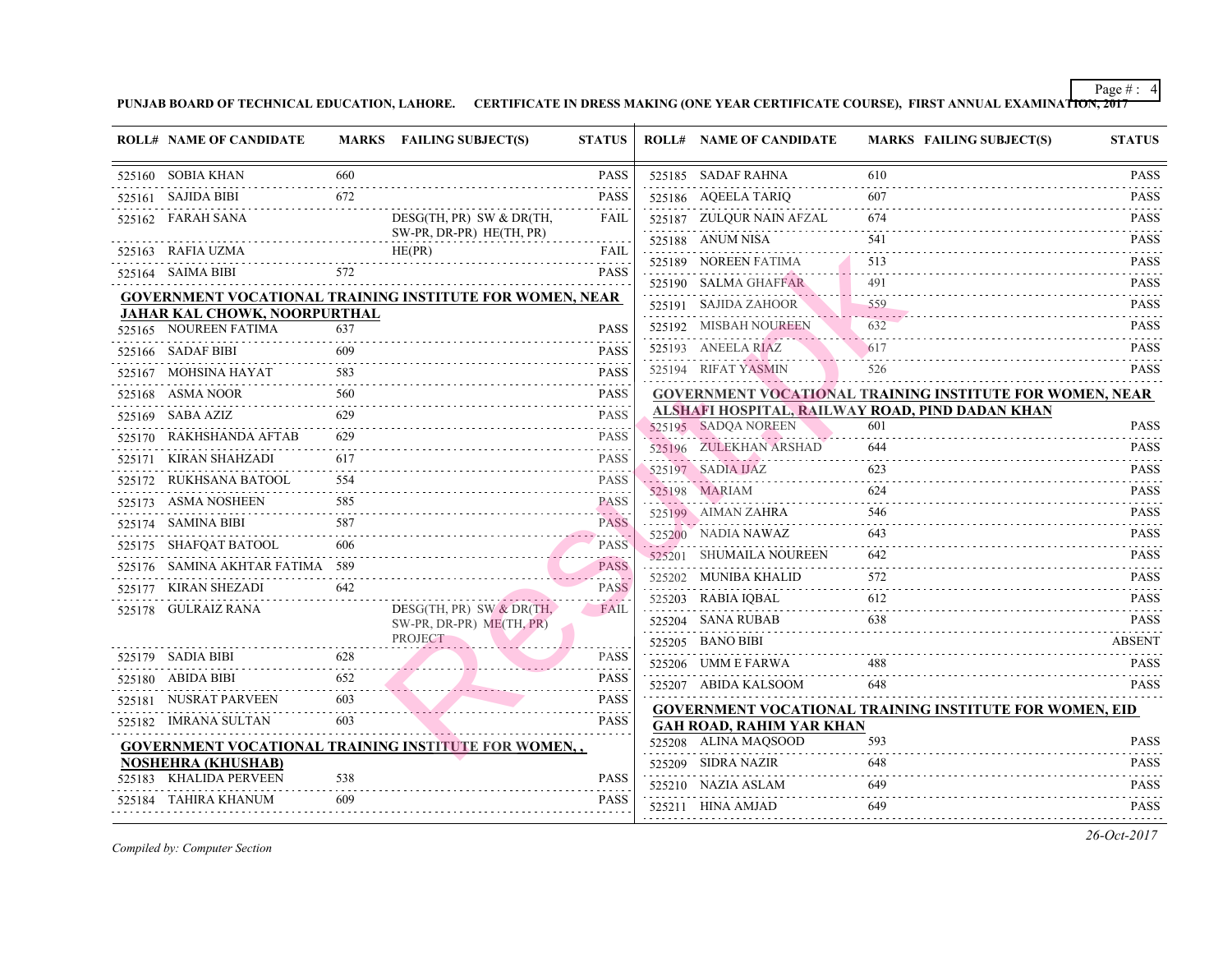**PUNJAB BOARD OF TECHNICAL EDUCATION, LAHORE. CERTIFICATE IN DRESS MAKING (ONE YEAR CERTIFICATE COURSE), FIRST ANNUAL EXAMINATION, 2017**

| ROLL# | NAME OF CANDIDATE | MARKS | FAILING SUBJECT(S) | STATUS |
|---|---|---|---|---|
| 525160 | SOBIA KHAN | 660 | | PASS |
| 525161 | SAJIDA BIBI | 672 | | PASS |
| 525162 | FARAH SANA | | DESG(TH, PR) SW & DR(TH, SW-PR, DR-PR) HE(TH, PR) | FAIL |
| 525163 | RAFIA UZMA | | HE(PR) | FAIL |
| 525164 | SAIMA BIBI | 572 | | PASS |

**GOVERNMENT VOCATIONAL TRAINING INSTITUTE FOR WOMEN, NEAR JAHAR KAL CHOWK, NOORPURTHAL**

| ROLL# | NAME OF CANDIDATE | MARKS | FAILING SUBJECT(S) | STATUS |
|---|---|---|---|---|
| 525165 | NOUREEN FATIMA | 637 | | PASS |
| 525166 | SADAF BIBI | 609 | | PASS |
| 525167 | MOHSINA HAYAT | 583 | | PASS |
| 525168 | ASMA NOOR | 560 | | PASS |
| 525169 | SABA AZIZ | 629 | | PASS |
| 525170 | RAKHSHANDA AFTAB | 629 | | PASS |
| 525171 | KIRAN SHAHZADI | 617 | | PASS |
| 525172 | RUKHSANA BATOOL | 554 | | PASS |
| 525173 | ASMA NOSHEEN | 585 | | PASS |
| 525174 | SAMINA BIBI | 587 | | PASS |
| 525175 | SHAFQAT BATOOL | 606 | | PASS |
| 525176 | SAMINA AKHTAR FATIMA | 589 | | PASS |
| 525177 | KIRAN SHEZADI | 642 | | PASS |
| 525178 | GULRAIZ RANA | | DESG(TH, PR) SW & DR(TH, SW-PR, DR-PR) ME(TH, PR) PROJECT | FAIL |
| 525179 | SADIA BIBI | 628 | | PASS |
| 525180 | ABIDA BIBI | 652 | | PASS |
| 525181 | NUSRAT PARVEEN | 603 | | PASS |
| 525182 | IMRANA SULTAN | 603 | | PASS |

**GOVERNMENT VOCATIONAL TRAINING INSTITUTE FOR WOMEN, , NOSHEHRA (KHUSHAB)**

| ROLL# | NAME OF CANDIDATE | MARKS | FAILING SUBJECT(S) | STATUS |
|---|---|---|---|---|
| 525183 | KHALIDA PERVEEN | 538 | | PASS |
| 525184 | TAHIRA KHANUM | 609 | | PASS |
| 525185 | SADAF RAHNA | 610 | | PASS |
| 525186 | AQEELA TARIQ | 607 | | PASS |
| 525187 | ZULQUR NAIN AFZAL | 674 | | PASS |
| 525188 | ANUM NISA | 541 | | PASS |
| 525189 | NOREEN FATIMA | 513 | | PASS |
| 525190 | SALMA GHAFFAR | 491 | | PASS |
| 525191 | SAJIDA ZAHOOR | 559 | | PASS |
| 525192 | MISBAH NOUREEN | 632 | | PASS |
| 525193 | ANEELA RIAZ | 617 | | PASS |
| 525194 | RIFAT YASMIN | 526 | | PASS |

**GOVERNMENT VOCATIONAL TRAINING INSTITUTE FOR WOMEN, NEAR ALSHAFI HOSPITAL, RAILWAY ROAD, PIND DADAN KHAN**

| ROLL# | NAME OF CANDIDATE | MARKS | FAILING SUBJECT(S) | STATUS |
|---|---|---|---|---|
| 525195 | SADQA NOREEN | 601 | | PASS |
| 525196 | ZULEKHAN ARSHAD | 644 | | PASS |
| 525197 | SADIA IJAZ | 623 | | PASS |
| 525198 | MARIAM | 624 | | PASS |
| 525199 | AIMAN ZAHRA | 546 | | PASS |
| 525200 | NADIA NAWAZ | 643 | | PASS |
| 525201 | SHUMAILA NOUREEN | 642 | | PASS |
| 525202 | MUNIBA KHALID | 572 | | PASS |
| 525203 | RABIA IQBAL | 612 | | PASS |
| 525204 | SANA RUBAB | 638 | | PASS |
| 525205 | BANO BIBI | | | ABSENT |
| 525206 | UMM E FARWA | 488 | | PASS |
| 525207 | ABIDA KALSOOM | 648 | | PASS |

**GOVERNMENT VOCATIONAL TRAINING INSTITUTE FOR WOMEN, EID GAH ROAD, RAHIM YAR KHAN**

| ROLL# | NAME OF CANDIDATE | MARKS | FAILING SUBJECT(S) | STATUS |
|---|---|---|---|---|
| 525208 | ALINA MAQSOOD | 593 | | PASS |
| 525209 | SIDRA NAZIR | 648 | | PASS |
| 525210 | NAZIA ASLAM | 649 | | PASS |
| 525211 | HINA AMJAD | 649 | | PASS |

*Compiled by: Computer Section*

*26-Oct-2017*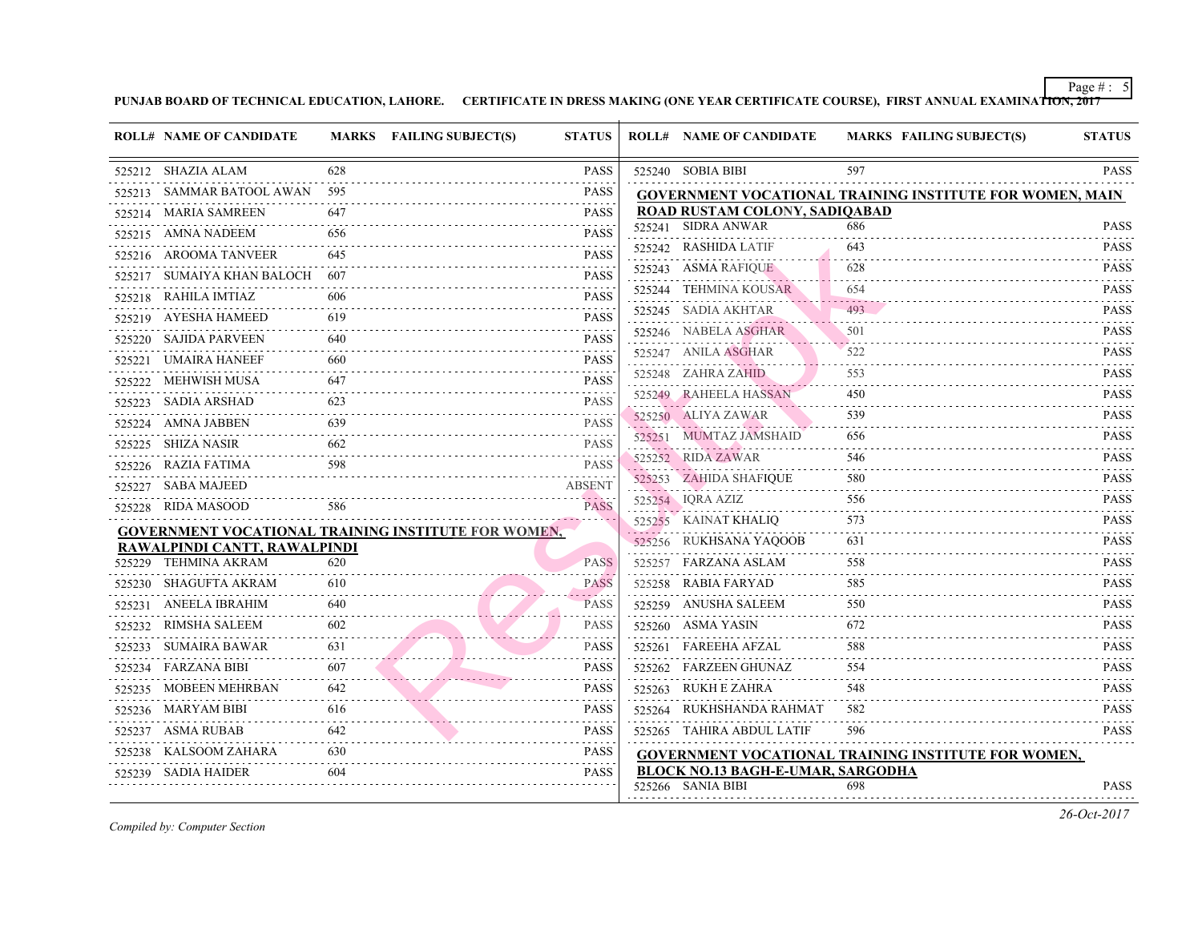PUNJAB BOARD OF TECHNICAL EDUCATION, LAHORE. CERTIFICATE IN DRESS MAKING (ONE YEAR CERTIFICATE COURSE), FIRST ANNUAL EXAMINATION, 2017

| ROLL# | NAME OF CANDIDATE | MARKS | FAILING SUBJECT(S) | STATUS |
|---|---|---|---|---|
| 525212 | SHAZIA ALAM | 628 | | PASS |
| 525213 | SAMMAR BATOOL AWAN | 595 | | PASS |
| 525214 | MARIA SAMREEN | 647 | | PASS |
| 525215 | AMNA NADEEM | 656 | | PASS |
| 525216 | AROOMA TANVEER | 645 | | PASS |
| 525217 | SUMAIYA KHAN BALOCH | 607 | | PASS |
| 525218 | RAHILA IMTIAZ | 606 | | PASS |
| 525219 | AYESHA HAMEED | 619 | | PASS |
| 525220 | SAJIDA PARVEEN | 640 | | PASS |
| 525221 | UMAIRA HANEEF | 660 | | PASS |
| 525222 | MEHWISH MUSA | 647 | | PASS |
| 525223 | SADIA ARSHAD | 623 | | PASS |
| 525224 | AMNA JABBEN | 639 | | PASS |
| 525225 | SHIZA NASIR | 662 | | PASS |
| 525226 | RAZIA FATIMA | 598 | | PASS |
| 525227 | SABA MAJEED | | | ABSENT |
| 525228 | RIDA MASOOD | 586 | | PASS |

**GOVERNMENT VOCATIONAL TRAINING INSTITUTE FOR WOMEN, RAWALPINDI CANTT, RAWALPINDI**

| ROLL# | NAME OF CANDIDATE | MARKS | FAILING SUBJECT(S) | STATUS |
|---|---|---|---|---|
| 525229 | TEHMINA AKRAM | 620 | | PASS |
| 525230 | SHAGUFTA AKRAM | 610 | | PASS |
| 525231 | ANEELA IBRAHIM | 640 | | PASS |
| 525232 | RIMSHA SALEEM | 602 | | PASS |
| 525233 | SUMAIRA BAWAR | 631 | | PASS |
| 525234 | FARZANA BIBI | 607 | | PASS |
| 525235 | MOBEEN MEHRBAN | 642 | | PASS |
| 525236 | MARYAM BIBI | 616 | | PASS |
| 525237 | ASMA RUBAB | 642 | | PASS |
| 525238 | KALSOOM ZAHARA | 630 | | PASS |
| 525239 | SADIA HAIDER | 604 | | PASS |
| 525240 | SOBIA BIBI | 597 | | PASS |

**GOVERNMENT VOCATIONAL TRAINING INSTITUTE FOR WOMEN, MAIN ROAD RUSTAM COLONY, SADIQABAD**

| ROLL# | NAME OF CANDIDATE | MARKS | FAILING SUBJECT(S) | STATUS |
|---|---|---|---|---|
| 525241 | SIDRA ANWAR | 686 | | PASS |
| 525242 | RASHIDA LATIF | 643 | | PASS |
| 525243 | ASMA RAFIQUE | 628 | | PASS |
| 525244 | TEHMINA KOUSAR | 654 | | PASS |
| 525245 | SADIA AKHTAR | 493 | | PASS |
| 525246 | NABELA ASGHAR | 501 | | PASS |
| 525247 | ANILA ASGHAR | 522 | | PASS |
| 525248 | ZAHRA ZAHID | 553 | | PASS |
| 525249 | RAHEELA HASSAN | 450 | | PASS |
| 525250 | ALIYA ZAWAR | 539 | | PASS |
| 525251 | MUMTAZ JAMSHAID | 656 | | PASS |
| 525252 | RIDA ZAWAR | 546 | | PASS |
| 525253 | ZAHIDA SHAFIQUE | 580 | | PASS |
| 525254 | IQRA AZIZ | 556 | | PASS |
| 525255 | KAINAT KHALIQ | 573 | | PASS |
| 525256 | RUKHSANA YAQOOB | 631 | | PASS |
| 525257 | FARZANA ASLAM | 558 | | PASS |
| 525258 | RABIA FARYAD | 585 | | PASS |
| 525259 | ANUSHA SALEEM | 550 | | PASS |
| 525260 | ASMA YASIN | 672 | | PASS |
| 525261 | FAREEHA AFZAL | 588 | | PASS |
| 525262 | FARZEEN GHUNAZ | 554 | | PASS |
| 525263 | RUKH E ZAHRA | 548 | | PASS |
| 525264 | RUKHSHANDA RAHMAT | 582 | | PASS |
| 525265 | TAHIRA ABDUL LATIF | 596 | | PASS |

**GOVERNMENT VOCATIONAL TRAINING INSTITUTE FOR WOMEN, BLOCK NO.13 BAGH-E-UMAR, SARGODHA**

| ROLL# | NAME OF CANDIDATE | MARKS | FAILING SUBJECT(S) | STATUS |
|---|---|---|---|---|
| 525266 | SANIA BIBI | 698 | | PASS |

*Compiled by: Computer Section*

*26-Oct-2017*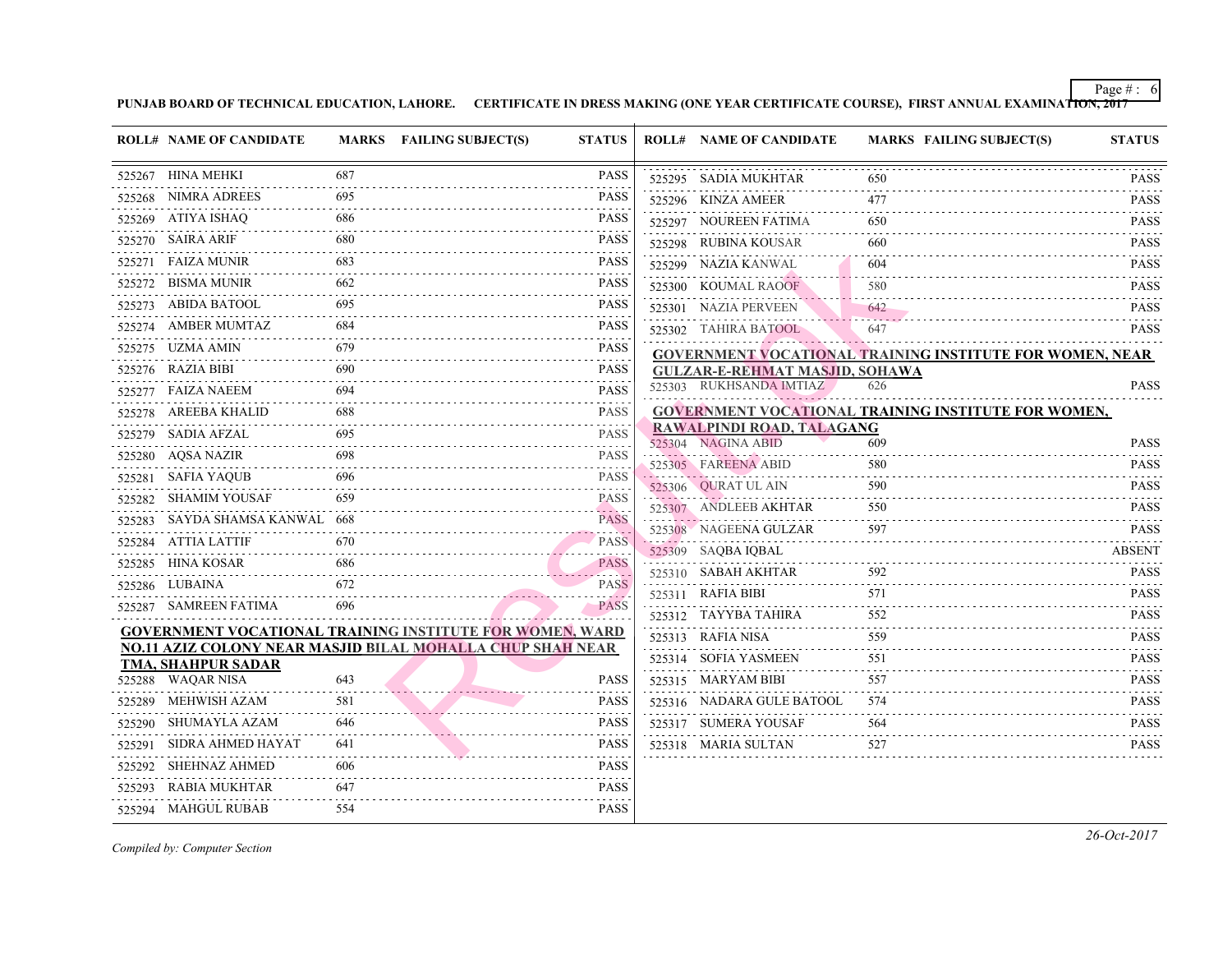PUNJAB BOARD OF TECHNICAL EDUCATION, LAHORE. CERTIFICATE IN DRESS MAKING (ONE YEAR CERTIFICATE COURSE), FIRST ANNUAL EXAMINATION, 2017

| ROLL# | NAME OF CANDIDATE | MARKS | FAILING SUBJECT(S) | STATUS |
|---|---|---|---|---|
| 525267 | HINA MEHKI | 687 | | PASS |
| 525268 | NIMRA ADREES | 695 | | PASS |
| 525269 | ATIYA ISHAQ | 686 | | PASS |
| 525270 | SAIRA ARIF | 680 | | PASS |
| 525271 | FAIZA MUNIR | 683 | | PASS |
| 525272 | BISMA MUNIR | 662 | | PASS |
| 525273 | ABIDA BATOOL | 695 | | PASS |
| 525274 | AMBER MUMTAZ | 684 | | PASS |
| 525275 | UZMA AMIN | 679 | | PASS |
| 525276 | RAZIA BIBI | 690 | | PASS |
| 525277 | FAIZA NAEEM | 694 | | PASS |
| 525278 | AREEBA KHALID | 688 | | PASS |
| 525279 | SADIA AFZAL | 695 | | PASS |
| 525280 | AQSA NAZIR | 698 | | PASS |
| 525281 | SAFIA YAQUB | 696 | | PASS |
| 525282 | SHAMIM YOUSAF | 659 | | PASS |
| 525283 | SAYDA SHAMSA KANWAL | 668 | | PASS |
| 525284 | ATTIA LATTIF | 670 | | PASS |
| 525285 | HINA KOSAR | 686 | | PASS |
| 525286 | LUBAINA | 672 | | PASS |
| 525287 | SAMREEN FATIMA | 696 | | PASS |

**GOVERNMENT VOCATIONAL TRAINING INSTITUTE FOR WOMEN, WARD NO.11 AZIZ COLONY NEAR MASJID BILAL MOHALLA CHUP SHAH NEAR TMA, SHAHPUR SADAR**

| ROLL# | NAME OF CANDIDATE | MARKS | FAILING SUBJECT(S) | STATUS |
|---|---|---|---|---|
| 525288 | WAQAR NISA | 643 | | PASS |
| 525289 | MEHWISH AZAM | 581 | | PASS |
| 525290 | SHUMAYLA AZAM | 646 | | PASS |
| 525291 | SIDRA AHMED HAYAT | 641 | | PASS |
| 525292 | SHEHNAZ AHMED | 606 | | PASS |
| 525293 | RABIA MUKHTAR | 647 | | PASS |
| 525294 | MAHGUL RUBAB | 554 | | PASS |
| 525295 | SADIA MUKHTAR | 650 | | PASS |
| 525296 | KINZA AMEER | 477 | | PASS |
| 525297 | NOUREEN FATIMA | 650 | | PASS |
| 525298 | RUBINA KOUSAR | 660 | | PASS |
| 525299 | NAZIA KANWAL | 604 | | PASS |
| 525300 | KOUMAL RAOOF | 580 | | PASS |
| 525301 | NAZIA PERVEEN | 642 | | PASS |
| 525302 | TAHIRA BATOOL | 647 | | PASS |

**GOVERNMENT VOCATIONAL TRAINING INSTITUTE FOR WOMEN, NEAR GULZAR-E-REHMAT MASJID, SOHAWA**

| ROLL# | NAME OF CANDIDATE | MARKS | FAILING SUBJECT(S) | STATUS |
|---|---|---|---|---|
| 525303 | RUKHSANDA IMTIAZ | 626 | | PASS |

**GOVERNMENT VOCATIONAL TRAINING INSTITUTE FOR WOMEN, RAWALPINDI ROAD, TALAGANG**

| ROLL# | NAME OF CANDIDATE | MARKS | FAILING SUBJECT(S) | STATUS |
|---|---|---|---|---|
| 525304 | NAGINA ABID | 609 | | PASS |
| 525305 | FAREENA ABID | 580 | | PASS |
| 525306 | QURAT UL AIN | 590 | | PASS |
| 525307 | ANDLEEB AKHTAR | 550 | | PASS |
| 525308 | NAGEENA GULZAR | 597 | | PASS |
| 525309 | SAQBA IQBAL | | | ABSENT |
| 525310 | SABAH AKHTAR | 592 | | PASS |
| 525311 | RAFIA BIBI | 571 | | PASS |
| 525312 | TAYYBA TAHIRA | 552 | | PASS |
| 525313 | RAFIA NISA | 559 | | PASS |
| 525314 | SOFIA YASMEEN | 551 | | PASS |
| 525315 | MARYAM BIBI | 557 | | PASS |
| 525316 | NADARA GULE BATOOL | 574 | | PASS |
| 525317 | SUMERA YOUSAF | 564 | | PASS |
| 525318 | MARIA SULTAN | 527 | | PASS |

*Compiled by: Computer Section*

*26-Oct-2017*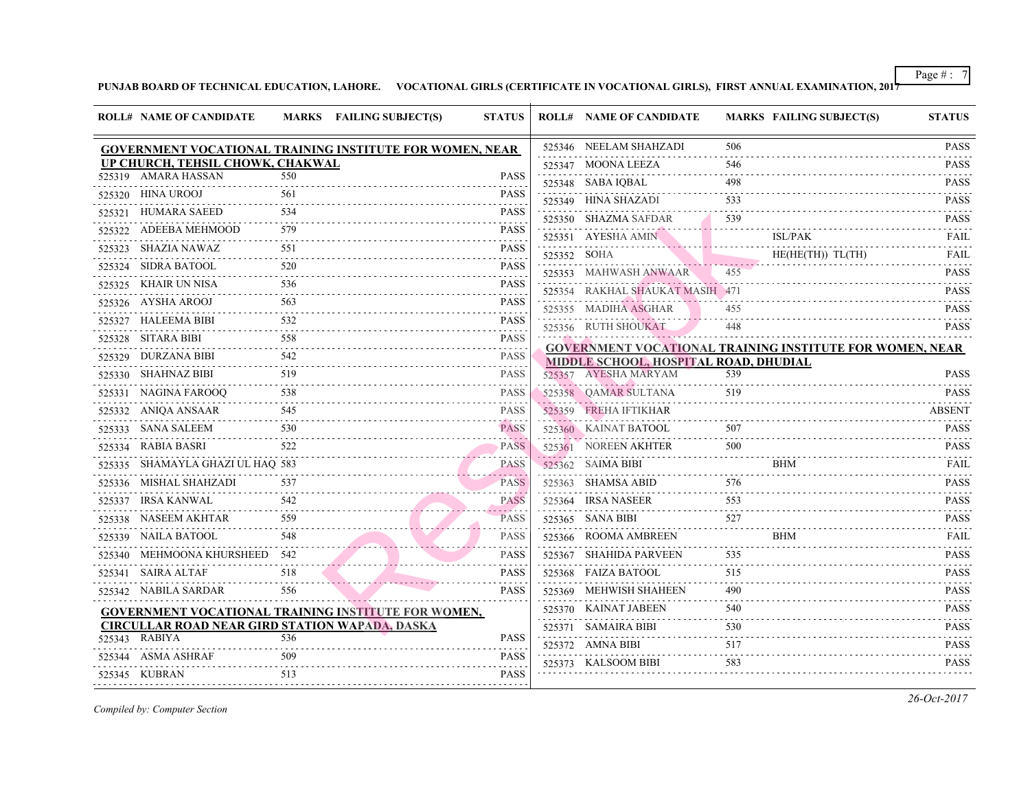**PUNJAB BOARD OF TECHNICAL EDUCATION, LAHORE.     VOCATIONAL GIRLS (CERTIFICATE IN VOCATIONAL GIRLS), FIRST ANNUAL EXAMINATION, 2017**

**GOVERNMENT VOCATIONAL TRAINING INSTITUTE FOR WOMEN, NEAR UP CHURCH, TEHSIL CHOWK, CHAKWAL**

| ROLL# | NAME OF CANDIDATE | MARKS | FAILING SUBJECT(S) | STATUS |
|---|---|---|---|---|
| 525319 | AMARA HASSAN | 550 | | PASS |
| 525320 | HINA UROOJ | 561 | | PASS |
| 525321 | HUMARA SAEED | 534 | | PASS |
| 525322 | ADEEBA MEHMOOD | 579 | | PASS |
| 525323 | SHAZIA NAWAZ | 551 | | PASS |
| 525324 | SIDRA BATOOL | 520 | | PASS |
| 525325 | KHAIR UN NISA | 536 | | PASS |
| 525326 | AYSHA AROOJ | 563 | | PASS |
| 525327 | HALEEMA BIBI | 532 | | PASS |
| 525328 | SITARA BIBI | 558 | | PASS |
| 525329 | DURZANA BIBI | 542 | | PASS |
| 525330 | SHAHNAZ BIBI | 519 | | PASS |
| 525331 | NAGINA FAROOQ | 538 | | PASS |
| 525332 | ANIQA ANSAAR | 545 | | PASS |
| 525333 | SANA SALEEM | 530 | | PASS |
| 525334 | RABIA BASRI | 522 | | PASS |
| 525335 | SHAMAYLA GHAZI UL HAQ | 583 | | PASS |
| 525336 | MISHAL SHAHZADI | 537 | | PASS |
| 525337 | IRSA KANWAL | 542 | | PASS |
| 525338 | NASEEM AKHTAR | 559 | | PASS |
| 525339 | NAILA BATOOL | 548 | | PASS |
| 525340 | MEHMOONA KHURSHEED | 542 | | PASS |
| 525341 | SAIRA ALTAF | 518 | | PASS |
| 525342 | NABILA SARDAR | 556 | | PASS |

**GOVERNMENT VOCATIONAL TRAINING INSTITUTE FOR WOMEN, CIRCULLAR ROAD NEAR GIRD STATION WAPADA, DASKA**

| ROLL# | NAME OF CANDIDATE | MARKS | FAILING SUBJECT(S) | STATUS |
|---|---|---|---|---|
| 525343 | RABIYA | 536 | | PASS |
| 525344 | ASMA ASHRAF | 509 | | PASS |
| 525345 | KUBRAN | 513 | | PASS |
| 525346 | NEELAM SHAHZADI | 506 | | PASS |
| 525347 | MOONA LEEZA | 546 | | PASS |
| 525348 | SABA IQBAL | 498 | | PASS |
| 525349 | HINA SHAZADI | 533 | | PASS |
| 525350 | SHAZMA SAFDAR | 539 | | PASS |
| 525351 | AYESHA AMIN | | ISL/PAK | FAIL |
| 525352 | SOHA | | HE(HE(TH)) TL(TH) | FAIL |
| 525353 | MAHWASH ANWAAR | 455 | | PASS |
| 525354 | RAKHAL SHAUKAT MASIH | 471 | | PASS |
| 525355 | MADIHA ASGHAR | 455 | | PASS |
| 525356 | RUTH SHOUKAT | 448 | | PASS |

**GOVERNMENT VOCATIONAL TRAINING INSTITUTE FOR WOMEN, NEAR MIDDLE SCHOOL, HOSPITAL ROAD, DHUDIAL**

| ROLL# | NAME OF CANDIDATE | MARKS | FAILING SUBJECT(S) | STATUS |
|---|---|---|---|---|
| 525357 | AYESHA MARYAM | 539 | | PASS |
| 525358 | QAMAR SULTANA | 519 | | PASS |
| 525359 | FREHA IFTIKHAR | | | ABSENT |
| 525360 | KAINAT BATOOL | 507 | | PASS |
| 525361 | NOREEN AKHTER | 500 | | PASS |
| 525362 | SAIMA BIBI | | BHM | FAIL |
| 525363 | SHAMSA ABID | 576 | | PASS |
| 525364 | IRSA NASEER | 553 | | PASS |
| 525365 | SANA BIBI | 527 | | PASS |
| 525366 | ROOMA AMBREEN | | BHM | FAIL |
| 525367 | SHAHIDA PARVEEN | 535 | | PASS |
| 525368 | FAIZA BATOOL | 515 | | PASS |
| 525369 | MEHWISH SHAHEEN | 490 | | PASS |
| 525370 | KAINAT JABEEN | 540 | | PASS |
| 525371 | SAMAIRA BIBI | 530 | | PASS |
| 525372 | AMNA BIBI | 517 | | PASS |
| 525373 | KALSOOM BIBI | 583 | | PASS |

*Compiled by: Computer Section*

*26-Oct-2017*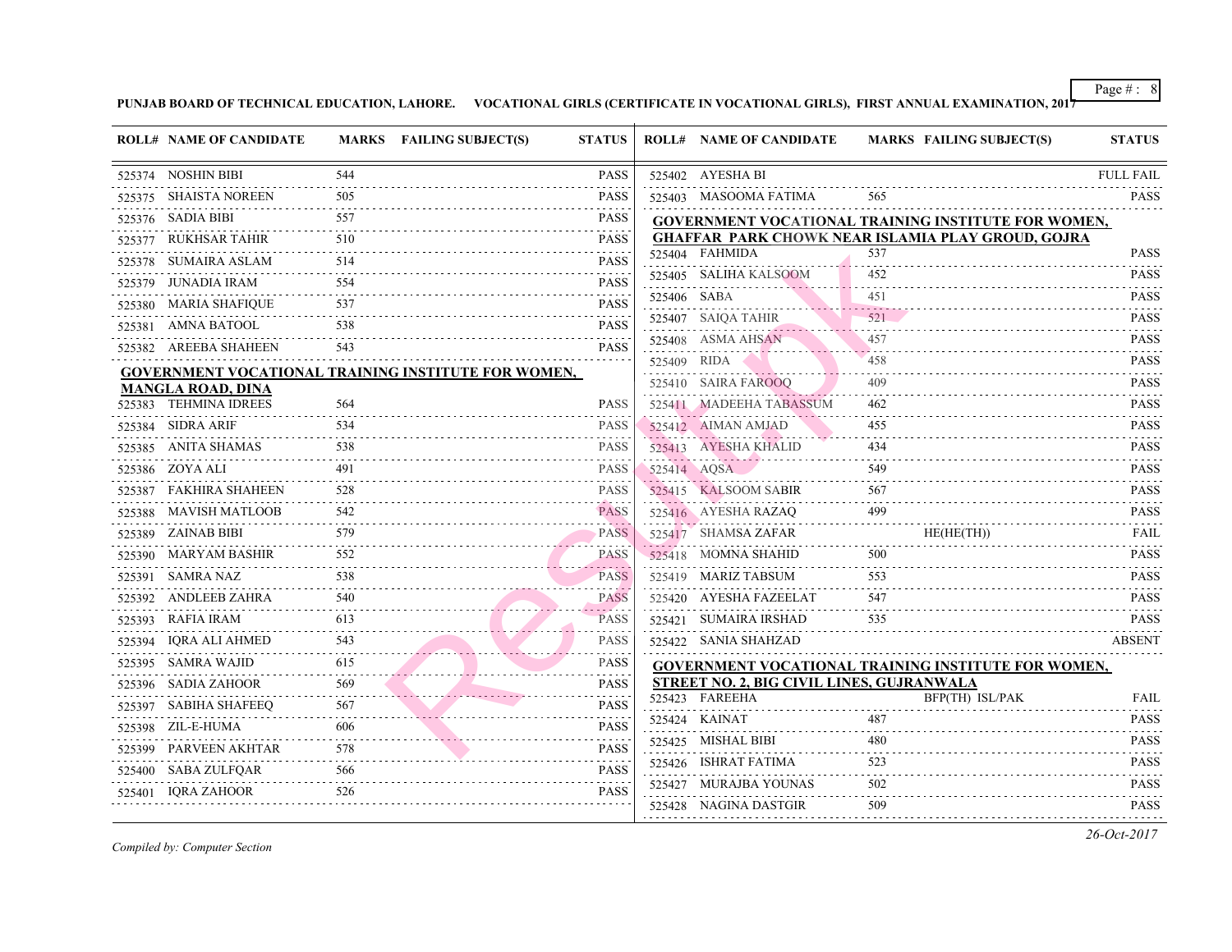**PUNJAB BOARD OF TECHNICAL EDUCATION, LAHORE. VOCATIONAL GIRLS (CERTIFICATE IN VOCATIONAL GIRLS), FIRST ANNUAL EXAMINATION, 2017**

| ROLL# | NAME OF CANDIDATE | MARKS | FAILING SUBJECT(S) | STATUS |
|---|---|---|---|---|
| 525374 | NOSHIN BIBI | 544 | | PASS |
| 525375 | SHAISTA NOREEN | 505 | | PASS |
| 525376 | SADIA BIBI | 557 | | PASS |
| 525377 | RUKHSAR TAHIR | 510 | | PASS |
| 525378 | SUMAIRA ASLAM | 514 | | PASS |
| 525379 | JUNADIA IRAM | 554 | | PASS |
| 525380 | MARIA SHAFIQUE | 537 | | PASS |
| 525381 | AMNA BATOOL | 538 | | PASS |
| 525382 | AREEBA SHAHEEN | 543 | | PASS |

**GOVERNMENT VOCATIONAL TRAINING INSTITUTE FOR WOMEN, MANGLA ROAD, DINA**

| ROLL# | NAME OF CANDIDATE | MARKS | FAILING SUBJECT(S) | STATUS |
|---|---|---|---|---|
| 525383 | TEHMINA IDREES | 564 | | PASS |
| 525384 | SIDRA ARIF | 534 | | PASS |
| 525385 | ANITA SHAMAS | 538 | | PASS |
| 525386 | ZOYA ALI | 491 | | PASS |
| 525387 | FAKHIRA SHAHEEN | 528 | | PASS |
| 525388 | MAVISH MATLOOB | 542 | | PASS |
| 525389 | ZAINAB BIBI | 579 | | PASS |
| 525390 | MARYAM BASHIR | 552 | | PASS |
| 525391 | SAMRA NAZ | 538 | | PASS |
| 525392 | ANDLEEB ZAHRA | 540 | | PASS |
| 525393 | RAFIA IRAM | 613 | | PASS |
| 525394 | IQRA ALI AHMED | 543 | | PASS |
| 525395 | SAMRA WAJID | 615 | | PASS |
| 525396 | SADIA ZAHOOR | 569 | | PASS |
| 525397 | SABIHA SHAFEEQ | 567 | | PASS |
| 525398 | ZIL-E-HUMA | 606 | | PASS |
| 525399 | PARVEEN AKHTAR | 578 | | PASS |
| 525400 | SABA ZULFQAR | 566 | | PASS |
| 525401 | IQRA ZAHOOR | 526 | | PASS |
| 525402 | AYESHA BI | | | FULL FAIL |
| 525403 | MASOOMA FATIMA | 565 | | PASS |

**GOVERNMENT VOCATIONAL TRAINING INSTITUTE FOR WOMEN, GHAFFAR PARK CHOWK NEAR ISLAMIA PLAY GROUD, GOJRA**

| ROLL# | NAME OF CANDIDATE | MARKS | FAILING SUBJECT(S) | STATUS |
|---|---|---|---|---|
| 525404 | FAHMIDA | 537 | | PASS |
| 525405 | SALIHA KALSOOM | 452 | | PASS |
| 525406 | SABA | 451 | | PASS |
| 525407 | SAIQA TAHIR | 521 | | PASS |
| 525408 | ASMA AHSAN | 457 | | PASS |
| 525409 | RIDA | 458 | | PASS |
| 525410 | SAIRA FAROOQ | 409 | | PASS |
| 525411 | MADEEHA TABASSUM | 462 | | PASS |
| 525412 | AIMAN AMJAD | 455 | | PASS |
| 525413 | AYESHA KHALID | 434 | | PASS |
| 525414 | AQSA | 549 | | PASS |
| 525415 | KALSOOM SABIR | 567 | | PASS |
| 525416 | AYESHA RAZAQ | 499 | | PASS |
| 525417 | SHAMSA ZAFAR | | HE(HE(TH)) | FAIL |
| 525418 | MOMNA SHAHID | 500 | | PASS |
| 525419 | MARIZ TABSUM | 553 | | PASS |
| 525420 | AYESHA FAZEELAT | 547 | | PASS |
| 525421 | SUMAIRA IRSHAD | 535 | | PASS |
| 525422 | SANIA SHAHZAD | | | ABSENT |

**GOVERNMENT VOCATIONAL TRAINING INSTITUTE FOR WOMEN, STREET NO. 2, BIG CIVIL LINES, GUJRANWALA**

| ROLL# | NAME OF CANDIDATE | MARKS | FAILING SUBJECT(S) | STATUS |
|---|---|---|---|---|
| 525423 | FAREEHA | | BFP(TH) ISL/PAK | FAIL |
| 525424 | KAINAT | 487 | | PASS |
| 525425 | MISHAL BIBI | 480 | | PASS |
| 525426 | ISHRAT FATIMA | 523 | | PASS |
| 525427 | MURAJBA YOUNAS | 502 | | PASS |
| 525428 | NAGINA DASTGIR | 509 | | PASS |

*Compiled by: Computer Section*

*26-Oct-2017*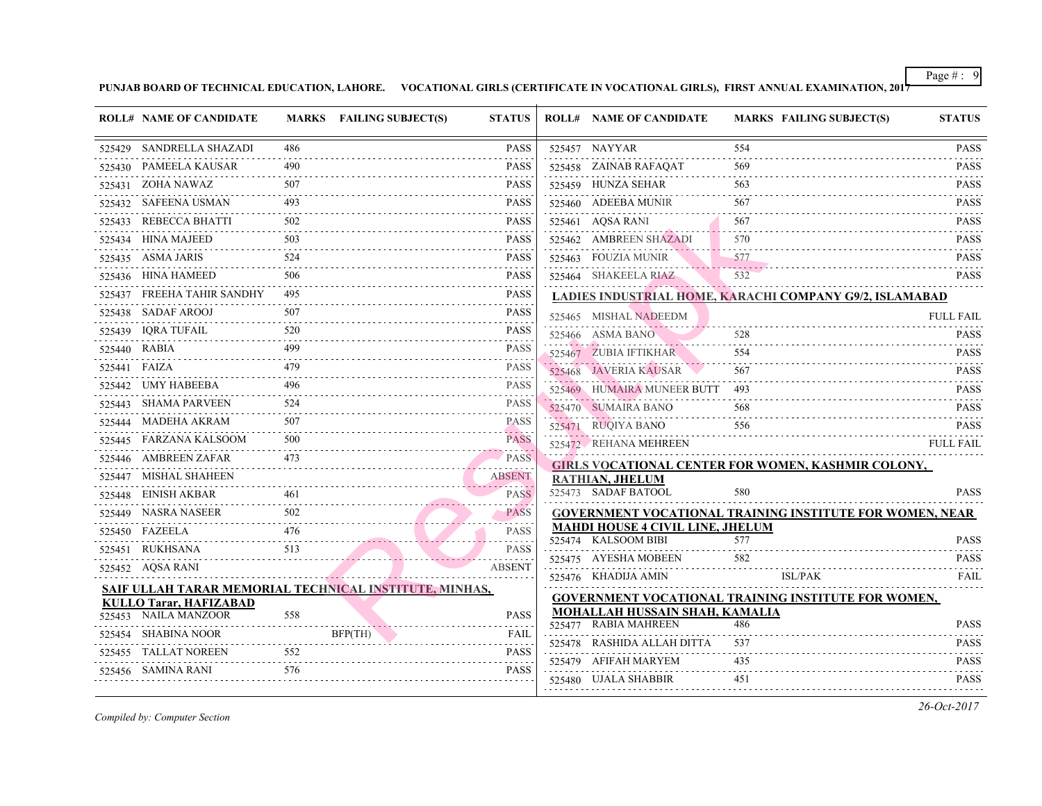**PUNJAB BOARD OF TECHNICAL EDUCATION, LAHORE. VOCATIONAL GIRLS (CERTIFICATE IN VOCATIONAL GIRLS), FIRST ANNUAL EXAMINATION, 2017**

| ROLL# | NAME OF CANDIDATE | MARKS | FAILING SUBJECT(S) | STATUS |
|---|---|---|---|---|
| 525429 | SANDRELLA SHAZADI | 486 | | PASS |
| 525430 | PAMEELA KAUSAR | 490 | | PASS |
| 525431 | ZOHA NAWAZ | 507 | | PASS |
| 525432 | SAFEENA USMAN | 493 | | PASS |
| 525433 | REBECCA BHATTI | 502 | | PASS |
| 525434 | HINA MAJEED | 503 | | PASS |
| 525435 | ASMA JARIS | 524 | | PASS |
| 525436 | HINA HAMEED | 506 | | PASS |
| 525437 | FREEHA TAHIR SANDHY | 495 | | PASS |
| 525438 | SADAF AROOJ | 507 | | PASS |
| 525439 | IQRA TUFAIL | 520 | | PASS |
| 525440 | RABIA | 499 | | PASS |
| 525441 | FAIZA | 479 | | PASS |
| 525442 | UMY HABEEBA | 496 | | PASS |
| 525443 | SHAMA PARVEEN | 524 | | PASS |
| 525444 | MADEHA AKRAM | 507 | | PASS |
| 525445 | FARZANA KALSOOM | 500 | | PASS |
| 525446 | AMBREEN ZAFAR | 473 | | PASS |
| 525447 | MISHAL SHAHEEN | | | ABSENT |
| 525448 | EINISH AKBAR | 461 | | PASS |
| 525449 | NASRA NASEER | 502 | | PASS |
| 525450 | FAZEELA | 476 | | PASS |
| 525451 | RUKHSANA | 513 | | PASS |
| 525452 | AQSA RANI | | | ABSENT |

**SAIF ULLAH TARAR MEMORIAL TECHNICAL INSTITUTE, MINHAS, KULLO Tarar, HAFIZABAD**

| ROLL# | NAME OF CANDIDATE | MARKS | FAILING SUBJECT(S) | STATUS |
|---|---|---|---|---|
| 525453 | NAILA MANZOOR | 558 | | PASS |
| 525454 | SHABINA NOOR | | BFP(TH) | FAIL |
| 525455 | TALLAT NOREEN | 552 | | PASS |
| 525456 | SAMINA RANI | 576 | | PASS |
| 525457 | NAYYAR | 554 | | PASS |
| 525458 | ZAINAB RAFAQAT | 569 | | PASS |
| 525459 | HUNZA SEHAR | 563 | | PASS |
| 525460 | ADEEBA MUNIR | 567 | | PASS |
| 525461 | AQSA RANI | 567 | | PASS |
| 525462 | AMBREEN SHAZADI | 570 | | PASS |
| 525463 | FOUZIA MUNIR | 577 | | PASS |
| 525464 | SHAKEELA RIAZ | 532 | | PASS |

**LADIES INDUSTRIAL HOME, KARACHI COMPANY G9/2, ISLAMABAD**

| ROLL# | NAME OF CANDIDATE | MARKS | FAILING SUBJECT(S) | STATUS |
|---|---|---|---|---|
| 525465 | MISHAL NADEEDM | | | FULL FAIL |
| 525466 | ASMA BANO | 528 | | PASS |
| 525467 | ZUBIA IFTIKHAR | 554 | | PASS |
| 525468 | JAVERIA KAUSAR | 567 | | PASS |
| 525469 | HUMAIRA MUNEER BUTT | 493 | | PASS |
| 525470 | SUMAIRA BANO | 568 | | PASS |
| 525471 | RUQIYA BANO | 556 | | PASS |
| 525472 | REHANA MEHREEN | | | FULL FAIL |

**GIRLS VOCATIONAL CENTER FOR WOMEN, KASHMIR COLONY, RATHIAN, JHELUM**

| ROLL# | NAME OF CANDIDATE | MARKS | FAILING SUBJECT(S) | STATUS |
|---|---|---|---|---|
| 525473 | SADAF BATOOL | 580 | | PASS |

**GOVERNMENT VOCATIONAL TRAINING INSTITUTE FOR WOMEN, NEAR MAHDI HOUSE 4 CIVIL LINE, JHELUM**

| ROLL# | NAME OF CANDIDATE | MARKS | FAILING SUBJECT(S) | STATUS |
|---|---|---|---|---|
| 525474 | KALSOOM BIBI | 577 | | PASS |
| 525475 | AYESHA MOBEEN | 582 | | PASS |
| 525476 | KHADIJA AMIN | | ISL/PAK | FAIL |

**GOVERNMENT VOCATIONAL TRAINING INSTITUTE FOR WOMEN, MOHALLAH HUSSAIN SHAH, KAMALIA**

| ROLL# | NAME OF CANDIDATE | MARKS | FAILING SUBJECT(S) | STATUS |
|---|---|---|---|---|
| 525477 | RABIA MAHREEN | 486 | | PASS |
| 525478 | RASHIDA ALLAH DITTA | 537 | | PASS |
| 525479 | AFIFAH MARYEM | 435 | | PASS |
| 525480 | UJALA SHABBIR | 451 | | PASS |

*Compiled by: Computer Section*

*26-Oct-2017*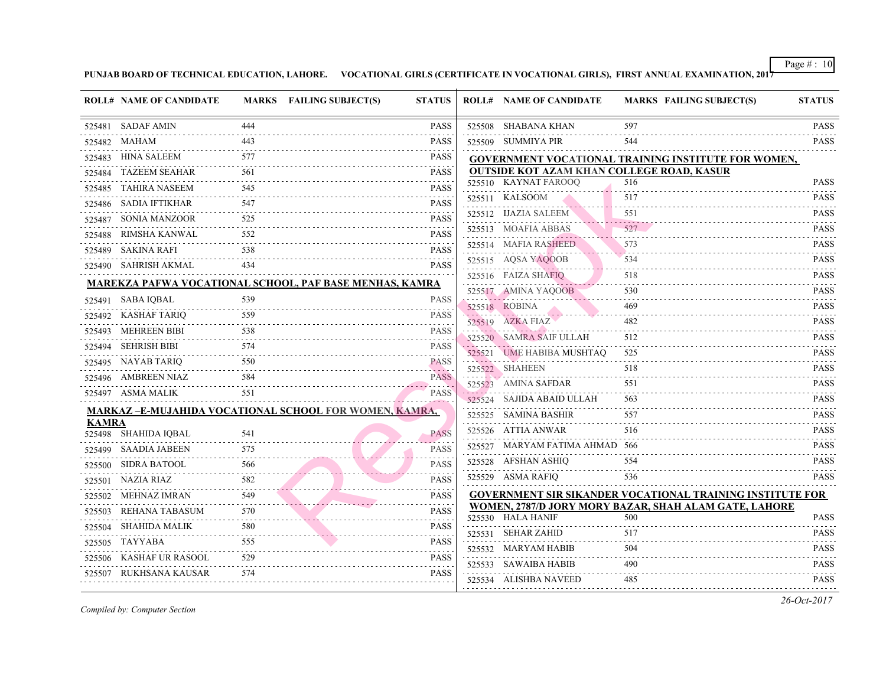PUNJAB BOARD OF TECHNICAL EDUCATION, LAHORE. VOCATIONAL GIRLS (CERTIFICATE IN VOCATIONAL GIRLS), FIRST ANNUAL EXAMINATION, 2017

| ROLL# | NAME OF CANDIDATE | MARKS | FAILING SUBJECT(S) | STATUS |
|---|---|---|---|---|
| 525481 | SADAF AMIN | 444 | | PASS |
| 525482 | MAHAM | 443 | | PASS |
| 525483 | HINA SALEEM | 577 | | PASS |
| 525484 | TAZEEM SEAHAR | 561 | | PASS |
| 525485 | TAHIRA NASEEM | 545 | | PASS |
| 525486 | SADIA IFTIKHAR | 547 | | PASS |
| 525487 | SONIA MANZOOR | 525 | | PASS |
| 525488 | RIMSHA KANWAL | 552 | | PASS |
| 525489 | SAKINA RAFI | 538 | | PASS |
| 525490 | SAHRISH AKMAL | 434 | | PASS |

**MAREKZA PAFWA VOCATIONAL SCHOOL, PAF BASE MENHAS, KAMRA**

| ROLL# | NAME OF CANDIDATE | MARKS | FAILING SUBJECT(S) | STATUS |
|---|---|---|---|---|
| 525491 | SABA IQBAL | 539 | | PASS |
| 525492 | KASHAF TARIQ | 559 | | PASS |
| 525493 | MEHREEN BIBI | 538 | | PASS |
| 525494 | SEHRISH BIBI | 574 | | PASS |
| 525495 | NAYAB TARIQ | 550 | | PASS |
| 525496 | AMBREEN NIAZ | 584 | | PASS |
| 525497 | ASMA MALIK | 551 | | PASS |

**MARKAZ –E-MUJAHIDA VOCATIONAL SCHOOL FOR WOMEN, KAMRA, KAMRA**

| ROLL# | NAME OF CANDIDATE | MARKS | FAILING SUBJECT(S) | STATUS |
|---|---|---|---|---|
| 525498 | SHAHIDA IQBAL | 541 | | PASS |
| 525499 | SAADIA JABEEN | 575 | | PASS |
| 525500 | SIDRA BATOOL | 566 | | PASS |
| 525501 | NAZIA RIAZ | 582 | | PASS |
| 525502 | MEHNAZ IMRAN | 549 | | PASS |
| 525503 | REHANA TABASUM | 570 | | PASS |
| 525504 | SHAHIDA MALIK | 580 | | PASS |
| 525505 | TAYYABA | 555 | | PASS |
| 525506 | KASHAF UR RASOOL | 529 | | PASS |
| 525507 | RUKHSANA KAUSAR | 574 | | PASS |
| 525508 | SHABANA KHAN | 597 | | PASS |
| 525509 | SUMMIYA PIR | 544 | | PASS |

**GOVERNMENT VOCATIONAL TRAINING INSTITUTE FOR WOMEN, OUTSIDE KOT AZAM KHAN COLLEGE ROAD, KASUR**

| ROLL# | NAME OF CANDIDATE | MARKS | FAILING SUBJECT(S) | STATUS |
|---|---|---|---|---|
| 525510 | KAYNAT FAROOQ | 516 | | PASS |
| 525511 | KALSOOM | 517 | | PASS |
| 525512 | IJAZIA SALEEM | 551 | | PASS |
| 525513 | MOAFIA ABBAS | 527 | | PASS |
| 525514 | MAFIA RASHEED | 573 | | PASS |
| 525515 | AQSA YAQOOB | 534 | | PASS |
| 525516 | FAIZA SHAFIQ | 518 | | PASS |
| 525517 | AMINA YAQOOB | 530 | | PASS |
| 525518 | ROBINA | 469 | | PASS |
| 525519 | AZKA FIAZ | 482 | | PASS |
| 525520 | SAMRA SAIF ULLAH | 512 | | PASS |
| 525521 | UME HABIBA MUSHTAQ | 525 | | PASS |
| 525522 | SHAHEEN | 518 | | PASS |
| 525523 | AMINA SAFDAR | 551 | | PASS |
| 525524 | SAJIDA ABAID ULLAH | 563 | | PASS |
| 525525 | SAMINA BASHIR | 557 | | PASS |
| 525526 | ATTIA ANWAR | 516 | | PASS |
| 525527 | MARYAM FATIMA AHMAD | 566 | | PASS |
| 525528 | AFSHAN ASHIQ | 554 | | PASS |
| 525529 | ASMA RAFIQ | 536 | | PASS |

**GOVERNMENT SIR SIKANDER VOCATIONAL TRAINING INSTITUTE FOR WOMEN, 2787/D JORY MORY BAZAR, SHAH ALAM GATE, LAHORE**

| ROLL# | NAME OF CANDIDATE | MARKS | FAILING SUBJECT(S) | STATUS |
|---|---|---|---|---|
| 525530 | HALA HANIF | 500 | | PASS |
| 525531 | SEHAR ZAHID | 517 | | PASS |
| 525532 | MARYAM HABIB | 504 | | PASS |
| 525533 | SAWAIBA HABIB | 490 | | PASS |
| 525534 | ALISHBA NAVEED | 485 | | PASS |

*Compiled by: Computer Section*

*26-Oct-2017*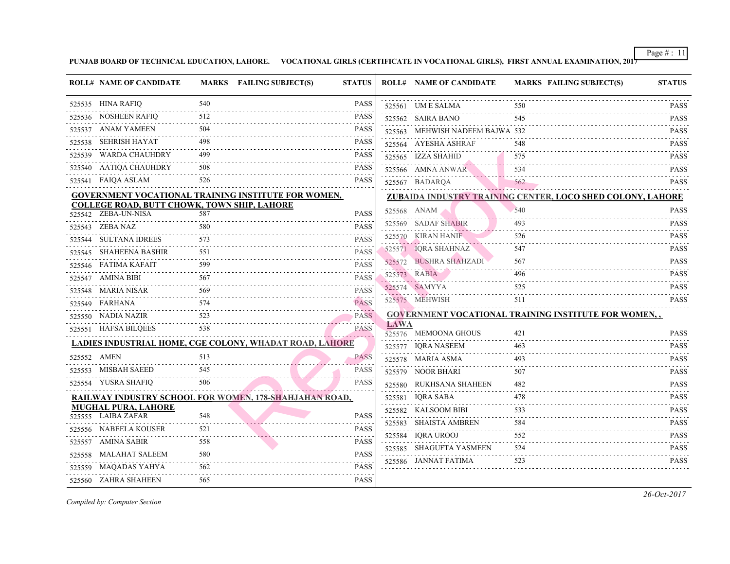**PUNJAB BOARD OF TECHNICAL EDUCATION, LAHORE. VOCATIONAL GIRLS (CERTIFICATE IN VOCATIONAL GIRLS), FIRST ANNUAL EXAMINATION, 2017**

| ROLL# | NAME OF CANDIDATE | MARKS | FAILING SUBJECT(S) | STATUS |
|---|---|---|---|---|
| 525535 | HINA RAFIQ | 540 | | PASS |
| 525536 | NOSHEEN RAFIQ | 512 | | PASS |
| 525537 | ANAM YAMEEN | 504 | | PASS |
| 525538 | SEHRISH HAYAT | 498 | | PASS |
| 525539 | WARDA CHAUHDRY | 499 | | PASS |
| 525540 | AATIQA CHAUHDRY | 508 | | PASS |
| 525541 | FAIQA ASLAM | 526 | | PASS |

**GOVERNMENT VOCATIONAL TRAINING INSTITUTE FOR WOMEN, COLLEGE ROAD, BUTT CHOWK, TOWN SHIP, LAHORE**

| ROLL# | NAME OF CANDIDATE | MARKS | FAILING SUBJECT(S) | STATUS |
|---|---|---|---|---|
| 525542 | ZEBA-UN-NISA | 587 | | PASS |
| 525543 | ZEBA NAZ | 580 | | PASS |
| 525544 | SULTANA IDREES | 573 | | PASS |
| 525545 | SHAHEENA BASHIR | 551 | | PASS |
| 525546 | FATIMA KAFAIT | 599 | | PASS |
| 525547 | AMINA BIBI | 567 | | PASS |
| 525548 | MARIA NISAR | 569 | | PASS |
| 525549 | FARHANA | 574 | | PASS |
| 525550 | NADIA NAZIR | 523 | | PASS |
| 525551 | HAFSA BILQEES | 538 | | PASS |

**LADIES INDUSTRIAL HOME, CGE COLONY, WHADAT ROAD, LAHORE**

| ROLL# | NAME OF CANDIDATE | MARKS | FAILING SUBJECT(S) | STATUS |
|---|---|---|---|---|
| 525552 | AMEN | 513 | | PASS |
| 525553 | MISBAH SAEED | 545 | | PASS |
| 525554 | YUSRA SHAFIQ | 506 | | PASS |

**RAILWAY INDUSTRY SCHOOL FOR WOMEN, 178-SHAHJAHAN ROAD, MUGHAL PURA, LAHORE**

| ROLL# | NAME OF CANDIDATE | MARKS | FAILING SUBJECT(S) | STATUS |
|---|---|---|---|---|
| 525555 | LAIBA ZAFAR | 548 | | PASS |
| 525556 | NABEELA KOUSER | 521 | | PASS |
| 525557 | AMINA SABIR | 558 | | PASS |
| 525558 | MALAHAT SALEEM | 580 | | PASS |
| 525559 | MAQADAS YAHYA | 562 | | PASS |
| 525560 | ZAHRA SHAHEEN | 565 | | PASS |
| 525561 | UM E SALMA | 550 | | PASS |
| 525562 | SAIRA BANO | 545 | | PASS |
| 525563 | MEHWISH NADEEM BAJWA | 532 | | PASS |
| 525564 | AYESHA ASHRAF | 548 | | PASS |
| 525565 | IZZA SHAHID | 575 | | PASS |
| 525566 | AMNA ANWAR | 534 | | PASS |
| 525567 | BADARQA | 562 | | PASS |

**ZUBAIDA INDUSTRY TRAINING CENTER, LOCO SHED COLONY, LAHORE**

| ROLL# | NAME OF CANDIDATE | MARKS | FAILING SUBJECT(S) | STATUS |
|---|---|---|---|---|
| 525568 | ANAM | 540 | | PASS |
| 525569 | SADAF SHABIR | 493 | | PASS |
| 525570 | KIRAN HANIF | 526 | | PASS |
| 525571 | IQRA SHAHNAZ | 547 | | PASS |
| 525572 | BUSHRA SHAHZADI | 567 | | PASS |
| 525573 | RABIA | 496 | | PASS |
| 525574 | SAMYYA | 525 | | PASS |
| 525575 | MEHWISH | 511 | | PASS |

**GOVERNMENT VOCATIONAL TRAINING INSTITUTE FOR WOMEN, , LAWA**

| ROLL# | NAME OF CANDIDATE | MARKS | FAILING SUBJECT(S) | STATUS |
|---|---|---|---|---|
| 525576 | MEMOONA GHOUS | 421 | | PASS |
| 525577 | IQRA NASEEM | 463 | | PASS |
| 525578 | MARIA ASMA | 493 | | PASS |
| 525579 | NOOR BHARI | 507 | | PASS |
| 525580 | RUKHSANA SHAHEEN | 482 | | PASS |
| 525581 | IQRA SABA | 478 | | PASS |
| 525582 | KALSOOM BIBI | 533 | | PASS |
| 525583 | SHAISTA AMBREN | 584 | | PASS |
| 525584 | IQRA UROOJ | 552 | | PASS |
| 525585 | SHAGUFTA YASMEEN | 524 | | PASS |
| 525586 | JANNAT FATIMA | 523 | | PASS |

*Compiled by: Computer Section*

*26-Oct-2017*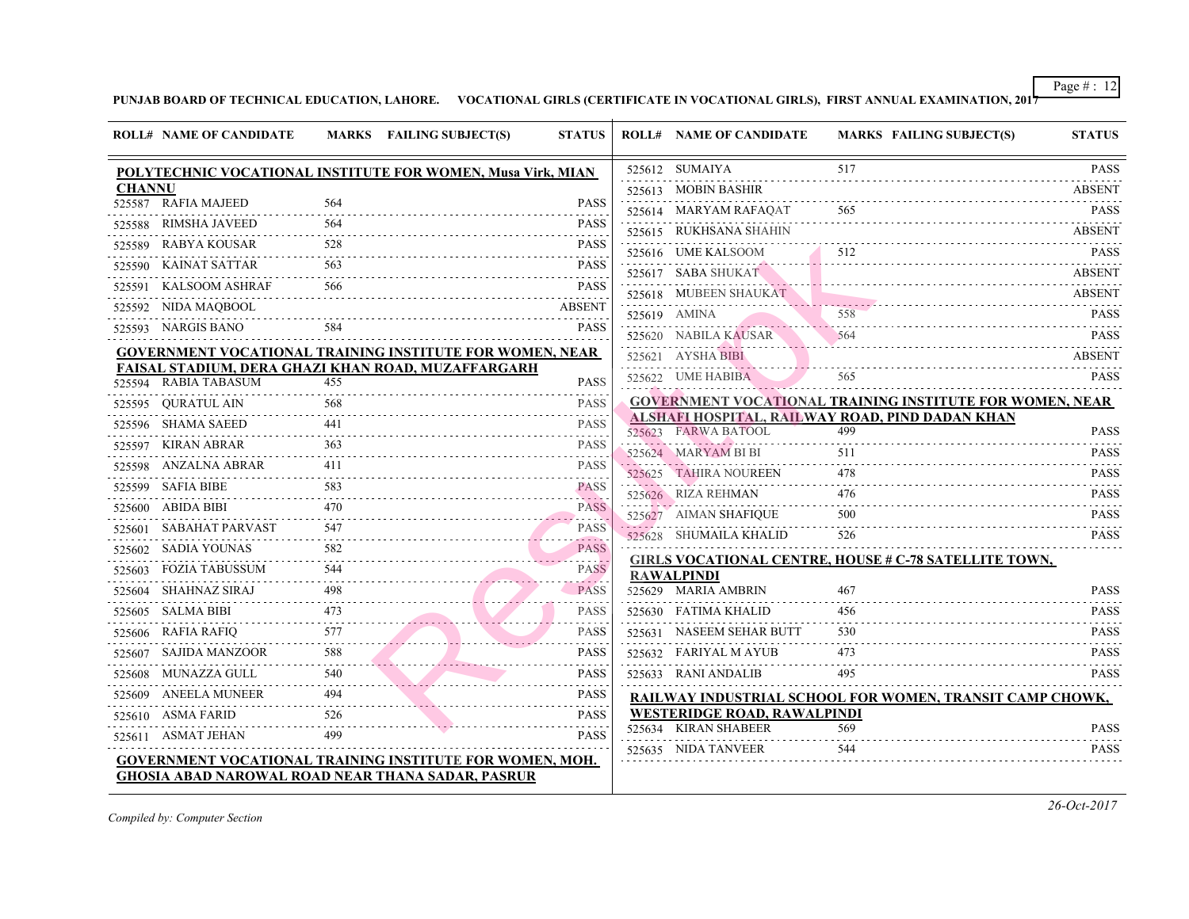**PUNJAB BOARD OF TECHNICAL EDUCATION, LAHORE. VOCATIONAL GIRLS (CERTIFICATE IN VOCATIONAL GIRLS), FIRST ANNUAL EXAMINATION, 2017**

**POLYTECHNIC VOCATIONAL INSTITUTE FOR WOMEN, Musa Virk, MIAN CHANNU**

| ROLL# | NAME OF CANDIDATE | MARKS | FAILING SUBJECT(S) | STATUS |
|---|---|---|---|---|
| 525587 | RAFIA MAJEED | 564 | | PASS |
| 525588 | RIMSHA JAVEED | 564 | | PASS |
| 525589 | RABYA KOUSAR | 528 | | PASS |
| 525590 | KAINAT SATTAR | 563 | | PASS |
| 525591 | KALSOOM ASHRAF | 566 | | PASS |
| 525592 | NIDA MAQBOOL | | | ABSENT |
| 525593 | NARGIS BANO | 584 | | PASS |

**GOVERNMENT VOCATIONAL TRAINING INSTITUTE FOR WOMEN, NEAR FAISAL STADIUM, DERA GHAZI KHAN ROAD, MUZAFFARGARH**

| ROLL# | NAME OF CANDIDATE | MARKS | FAILING SUBJECT(S) | STATUS |
|---|---|---|---|---|
| 525594 | RABIA TABASUM | 455 | | PASS |
| 525595 | QURATUL AIN | 568 | | PASS |
| 525596 | SHAMA SAEED | 441 | | PASS |
| 525597 | KIRAN ABRAR | 363 | | PASS |
| 525598 | ANZALNA ABRAR | 411 | | PASS |
| 525599 | SAFIA BIBE | 583 | | PASS |
| 525600 | ABIDA BIBI | 470 | | PASS |
| 525601 | SABAHAT PARVAST | 547 | | PASS |
| 525602 | SADIA YOUNAS | 582 | | PASS |
| 525603 | FOZIA TABUSSUM | 544 | | PASS |
| 525604 | SHAHNAZ SIRAJ | 498 | | PASS |
| 525605 | SALMA BIBI | 473 | | PASS |
| 525606 | RAFIA RAFIQ | 577 | | PASS |
| 525607 | SAJIDA MANZOOR | 588 | | PASS |
| 525608 | MUNAZZA GULL | 540 | | PASS |
| 525609 | ANEELA MUNEER | 494 | | PASS |
| 525610 | ASMA FARID | 526 | | PASS |
| 525611 | ASMAT JEHAN | 499 | | PASS |

**GOVERNMENT VOCATIONAL TRAINING INSTITUTE FOR WOMEN, MOH. GHOSIA ABAD NAROWAL ROAD NEAR THANA SADAR, PASRUR**

| ROLL# | NAME OF CANDIDATE | MARKS | FAILING SUBJECT(S) | STATUS |
|---|---|---|---|---|
| 525612 | SUMAIYA | 517 | | PASS |
| 525613 | MOBIN BASHIR | | | ABSENT |
| 525614 | MARYAM RAFAQAT | 565 | | PASS |
| 525615 | RUKHSANA SHAHIN | | | ABSENT |
| 525616 | UME KALSOOM | 512 | | PASS |
| 525617 | SABA SHUKAT | | | ABSENT |
| 525618 | MUBEEN SHAUKAT | | | ABSENT |
| 525619 | AMINA | 558 | | PASS |
| 525620 | NABILA KAUSAR | 564 | | PASS |
| 525621 | AYSHA BIBI | | | ABSENT |
| 525622 | UME HABIBA | 565 | | PASS |

**GOVERNMENT VOCATIONAL TRAINING INSTITUTE FOR WOMEN, NEAR ALSHAFI HOSPITAL, RAILWAY ROAD, PIND DADAN KHAN**

| ROLL# | NAME OF CANDIDATE | MARKS | FAILING SUBJECT(S) | STATUS |
|---|---|---|---|---|
| 525623 | FARWA BATOOL | 499 | | PASS |
| 525624 | MARYAM BI BI | 511 | | PASS |
| 525625 | TAHIRA NOUREEN | 478 | | PASS |
| 525626 | RIZA REHMAN | 476 | | PASS |
| 525627 | AIMAN SHAFIQUE | 500 | | PASS |
| 525628 | SHUMAILA KHALID | 526 | | PASS |

**GIRLS VOCATIONAL CENTRE, HOUSE # C-78 SATELLITE TOWN, RAWALPINDI**

| ROLL# | NAME OF CANDIDATE | MARKS | FAILING SUBJECT(S) | STATUS |
|---|---|---|---|---|
| 525629 | MARIA AMBRIN | 467 | | PASS |
| 525630 | FATIMA KHALID | 456 | | PASS |
| 525631 | NASEEM SEHAR BUTT | 530 | | PASS |
| 525632 | FARIYAL M AYUB | 473 | | PASS |
| 525633 | RANI ANDALIB | 495 | | PASS |

**RAILWAY INDUSTRIAL SCHOOL FOR WOMEN, TRANSIT CAMP CHOWK, WESTERIDGE ROAD, RAWALPINDI**

| ROLL# | NAME OF CANDIDATE | MARKS | FAILING SUBJECT(S) | STATUS |
|---|---|---|---|---|
| 525634 | KIRAN SHABEER | 569 | | PASS |
| 525635 | NIDA TANVEER | 544 | | PASS |

*Compiled by: Computer Section*

*26-Oct-2017*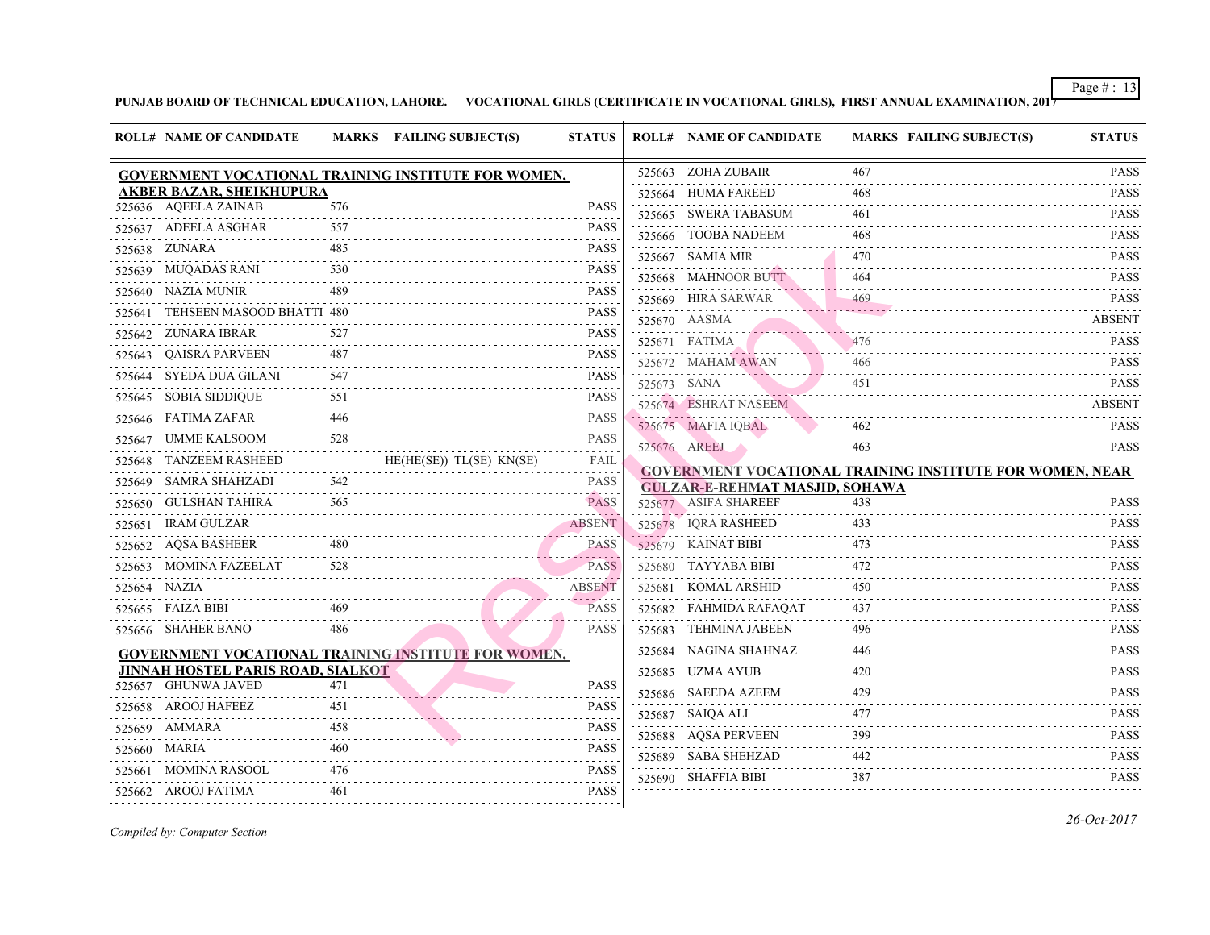**PUNJAB BOARD OF TECHNICAL EDUCATION, LAHORE. VOCATIONAL GIRLS (CERTIFICATE IN VOCATIONAL GIRLS), FIRST ANNUAL EXAMINATION, 2017**

**GOVERNMENT VOCATIONAL TRAINING INSTITUTE FOR WOMEN, AKBER BAZAR, SHEIKHUPURA**

| ROLL# | NAME OF CANDIDATE | MARKS | FAILING SUBJECT(S) | STATUS |
|---|---|---|---|---|
| 525636 | AQEELA ZAINAB | 576 | | PASS |
| 525637 | ADEELA ASGHAR | 557 | | PASS |
| 525638 | ZUNARA | 485 | | PASS |
| 525639 | MUQADAS RANI | 530 | | PASS |
| 525640 | NAZIA MUNIR | 489 | | PASS |
| 525641 | TEHSEEN MASOOD BHATTI | 480 | | PASS |
| 525642 | ZUNARA IBRAR | 527 | | PASS |
| 525643 | QAISRA PARVEEN | 487 | | PASS |
| 525644 | SYEDA DUA GILANI | 547 | | PASS |
| 525645 | SOBIA SIDDIQUE | 551 | | PASS |
| 525646 | FATIMA ZAFAR | 446 | | PASS |
| 525647 | UMME KALSOOM | 528 | | PASS |
| 525648 | TANZEEM RASHEED | | HE(HE(SE)) TL(SE) KN(SE) | FAIL |
| 525649 | SAMRA SHAHZADI | 542 | | PASS |
| 525650 | GULSHAN TAHIRA | 565 | | PASS |
| 525651 | IRAM GULZAR | | | ABSENT |
| 525652 | AQSA BASHEER | 480 | | PASS |
| 525653 | MOMINA FAZEELAT | 528 | | PASS |
| 525654 | NAZIA | | | ABSENT |
| 525655 | FAIZA BIBI | 469 | | PASS |
| 525656 | SHAHER BANO | 486 | | PASS |

**GOVERNMENT VOCATIONAL TRAINING INSTITUTE FOR WOMEN, JINNAH HOSTEL PARIS ROAD, SIALKOT**

| ROLL# | NAME OF CANDIDATE | MARKS | FAILING SUBJECT(S) | STATUS |
|---|---|---|---|---|
| 525657 | GHUNWA JAVED | 471 | | PASS |
| 525658 | AROOJ HAFEEZ | 451 | | PASS |
| 525659 | AMMARA | 458 | | PASS |
| 525660 | MARIA | 460 | | PASS |
| 525661 | MOMINA RASOOL | 476 | | PASS |
| 525662 | AROOJ FATIMA | 461 | | PASS |
| 525663 | ZOHA ZUBAIR | 467 | | PASS |
| 525664 | HUMA FAREED | 468 | | PASS |
| 525665 | SWERA TABASUM | 461 | | PASS |
| 525666 | TOOBA NADEEM | 468 | | PASS |
| 525667 | SAMIA MIR | 470 | | PASS |
| 525668 | MAHNOOR BUTT | 464 | | PASS |
| 525669 | HIRA SARWAR | 469 | | PASS |
| 525670 | AASMA | | | ABSENT |
| 525671 | FATIMA | 476 | | PASS |
| 525672 | MAHAM AWAN | 466 | | PASS |
| 525673 | SANA | 451 | | PASS |
| 525674 | ESHRAT NASEEM | | | ABSENT |
| 525675 | MAFIA IQBAL | 462 | | PASS |
| 525676 | AREEJ | 463 | | PASS |

**GOVERNMENT VOCATIONAL TRAINING INSTITUTE FOR WOMEN, NEAR GULZAR-E-REHMAT MASJID, SOHAWA**

| ROLL# | NAME OF CANDIDATE | MARKS | FAILING SUBJECT(S) | STATUS |
|---|---|---|---|---|
| 525677 | ASIFA SHAREEF | 438 | | PASS |
| 525678 | IQRA RASHEED | 433 | | PASS |
| 525679 | KAINAT BIBI | 473 | | PASS |
| 525680 | TAYYABA BIBI | 472 | | PASS |
| 525681 | KOMAL ARSHID | 450 | | PASS |
| 525682 | FAHMIDA RAFAQAT | 437 | | PASS |
| 525683 | TEHMINA JABEEN | 496 | | PASS |
| 525684 | NAGINA SHAHNAZ | 446 | | PASS |
| 525685 | UZMA AYUB | 420 | | PASS |
| 525686 | SAEEDA AZEEM | 429 | | PASS |
| 525687 | SAIQA ALI | 477 | | PASS |
| 525688 | AQSA PERVEEN | 399 | | PASS |
| 525689 | SABA SHEHZAD | 442 | | PASS |
| 525690 | SHAFFIA BIBI | 387 | | PASS |

*Compiled by: Computer Section*

*26-Oct-2017*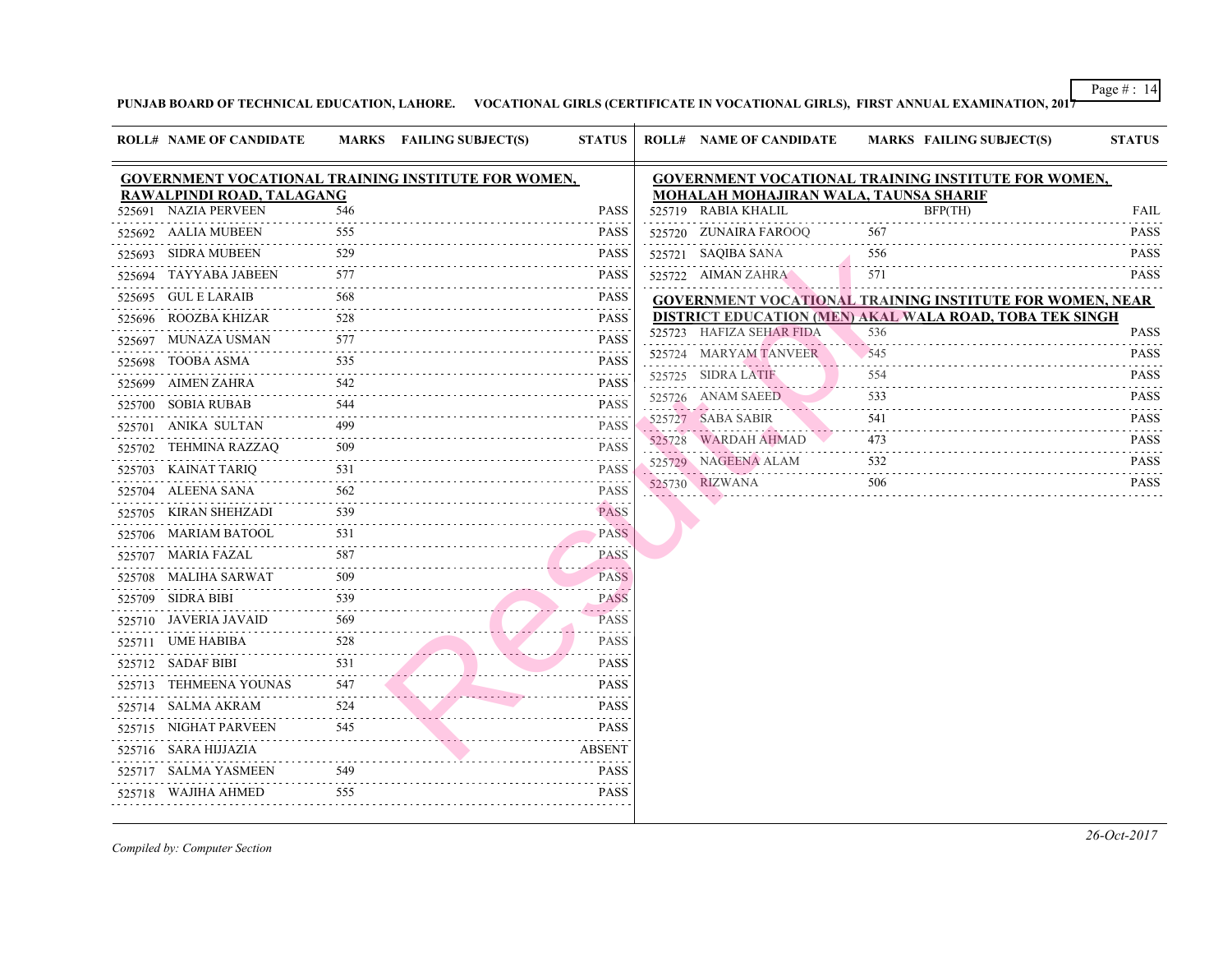**PUNJAB BOARD OF TECHNICAL EDUCATION, LAHORE. VOCATIONAL GIRLS (CERTIFICATE IN VOCATIONAL GIRLS), FIRST ANNUAL EXAMINATION, 2017**

## GOVERNMENT VOCATIONAL TRAINING INSTITUTE FOR WOMEN, RAWALPINDI ROAD, TALAGANG

| ROLL# | NAME OF CANDIDATE | MARKS | FAILING SUBJECT(S) | STATUS |
|---|---|---|---|---|
| 525691 | NAZIA PERVEEN | 546 | | PASS |
| 525692 | AALIA MUBEEN | 555 | | PASS |
| 525693 | SIDRA MUBEEN | 529 | | PASS |
| 525694 | TAYYABA JABEEN | 577 | | PASS |
| 525695 | GUL E LARAIB | 568 | | PASS |
| 525696 | ROOZBA KHIZAR | 528 | | PASS |
| 525697 | MUNAZA USMAN | 577 | | PASS |
| 525698 | TOOBA ASMA | 535 | | PASS |
| 525699 | AIMEN ZAHRA | 542 | | PASS |
| 525700 | SOBIA RUBAB | 544 | | PASS |
| 525701 | ANIKA SULTAN | 499 | | PASS |
| 525702 | TEHMINA RAZZAQ | 509 | | PASS |
| 525703 | KAINAT TARIQ | 531 | | PASS |
| 525704 | ALEENA SANA | 562 | | PASS |
| 525705 | KIRAN SHEHZADI | 539 | | PASS |
| 525706 | MARIAM BATOOL | 531 | | PASS |
| 525707 | MARIA FAZAL | 587 | | PASS |
| 525708 | MALIHA SARWAT | 509 | | PASS |
| 525709 | SIDRA BIBI | 539 | | PASS |
| 525710 | JAVERIA JAVAID | 569 | | PASS |
| 525711 | UME HABIBA | 528 | | PASS |
| 525712 | SADAF BIBI | 531 | | PASS |
| 525713 | TEHMEENA YOUNAS | 547 | | PASS |
| 525714 | SALMA AKRAM | 524 | | PASS |
| 525715 | NIGHAT PARVEEN | 545 | | PASS |
| 525716 | SARA HIJJAZIA | | | ABSENT |
| 525717 | SALMA YASMEEN | 549 | | PASS |
| 525718 | WAJIHA AHMED | 555 | | PASS |

## GOVERNMENT VOCATIONAL TRAINING INSTITUTE FOR WOMEN, MOHALAH MOHAJIRAN WALA, TAUNSA SHARIF

| ROLL# | NAME OF CANDIDATE | MARKS | FAILING SUBJECT(S) | STATUS |
|---|---|---|---|---|
| 525719 | RABIA KHALIL | | BFP(TH) | FAIL |
| 525720 | ZUNAIRA FAROOQ | 567 | | PASS |
| 525721 | SAQIBA SANA | 556 | | PASS |
| 525722 | AIMAN ZAHRA | 571 | | PASS |

## GOVERNMENT VOCATIONAL TRAINING INSTITUTE FOR WOMEN, NEAR DISTRICT EDUCATION (MEN) AKAL WALA ROAD, TOBA TEK SINGH

| ROLL# | NAME OF CANDIDATE | MARKS | FAILING SUBJECT(S) | STATUS |
|---|---|---|---|---|
| 525723 | HAFIZA SEHAR FIDA | 536 | | PASS |
| 525724 | MARYAM TANVEER | 545 | | PASS |
| 525725 | SIDRA LATIF | 554 | | PASS |
| 525726 | ANAM SAEED | 533 | | PASS |
| 525727 | SABA SABIR | 541 | | PASS |
| 525728 | WARDAH AHMAD | 473 | | PASS |
| 525729 | NAGEENA ALAM | 532 | | PASS |
| 525730 | RIZWANA | 506 | | PASS |

*Compiled by: Computer Section*

*26-Oct-2017*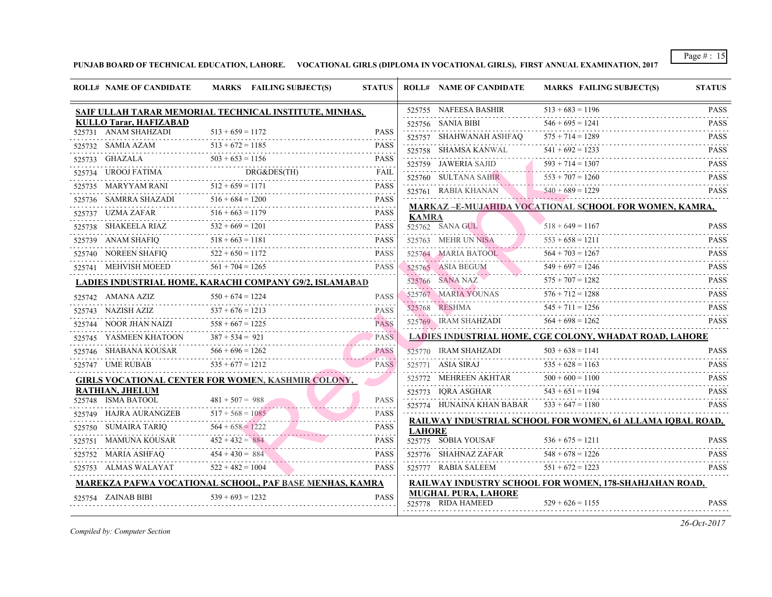**PUNJAB BOARD OF TECHNICAL EDUCATION, LAHORE. VOCATIONAL GIRLS (DIPLOMA IN VOCATIONAL GIRLS), FIRST ANNUAL EXAMINATION, 2017**

| ROLL# | NAME OF CANDIDATE | MARKS | FAILING SUBJECT(S) | STATUS |
|---|---|---|---|---|
| **SAIF ULLAH TARAR MEMORIAL TECHNICAL INSTITUTE, MINHAS, KULLO Tarar, HAFIZABAD** | | | | |
| 525731 | ANAM SHAHZADI | 513 + 659 = 1172 | | PASS |
| 525732 | SAMIA AZAM | 513 + 672 = 1185 | | PASS |
| 525733 | GHAZALA | 503 + 653 = 1156 | | PASS |
| 525734 | UROOJ FATIMA | | DRG&DES(TH) | FAIL |
| 525735 | MARYYAM RANI | 512 + 659 = 1171 | | PASS |
| 525736 | SAMRRA SHAZADI | 516 + 684 = 1200 | | PASS |
| 525737 | UZMA ZAFAR | 516 + 663 = 1179 | | PASS |
| 525738 | SHAKEELA RIAZ | 532 + 669 = 1201 | | PASS |
| 525739 | ANAM SHAFIQ | 518 + 663 = 1181 | | PASS |
| 525740 | NOREEN SHAFIQ | 522 + 650 = 1172 | | PASS |
| 525741 | MEHVISH MOEED | 561 + 704 = 1265 | | PASS |
| **LADIES INDUSTRIAL HOME, KARACHI COMPANY G9/2, ISLAMABAD** | | | | |
| 525742 | AMANA AZIZ | 550 + 674 = 1224 | | PASS |
| 525743 | NAZISH AZIZ | 537 + 676 = 1213 | | PASS |
| 525744 | NOOR JHAN NAIZI | 558 + 667 = 1225 | | PASS |
| 525745 | YASMEEN KHATOON | 387 + 534 = 921 | | PASS |
| 525746 | SHABANA KOUSAR | 566 + 696 = 1262 | | PASS |
| 525747 | UME RUBAB | 535 + 677 = 1212 | | PASS |
| **GIRLS VOCATIONAL CENTER FOR WOMEN, KASHMIR COLONY, RATHIAN, JHELUM** | | | | |
| 525748 | ISMA BATOOL | 481 + 507 = 988 | | PASS |
| 525749 | HAJRA AURANGZEB | 517 + 568 = 1085 | | PASS |
| 525750 | SUMAIRA TARIQ | 564 + 658 = 1222 | | PASS |
| 525751 | MAMUNA KOUSAR | 452 + 432 = 884 | | PASS |
| 525752 | MARIA ASHFAQ | 454 + 430 = 884 | | PASS |
| 525753 | ALMAS WALAYAT | 522 + 482 = 1004 | | PASS |
| **MAREKZA PAFWA VOCATIONAL SCHOOL, PAF BASE MENHAS, KAMRA** | | | | |
| 525754 | ZAINAB BIBI | 539 + 693 = 1232 | | PASS |
| 525755 | NAFEESA BASHIR | 513 + 683 = 1196 | | PASS |
| 525756 | SANIA BIBI | 546 + 695 = 1241 | | PASS |
| 525757 | SHAHWANAH ASHFAQ | 575 + 714 = 1289 | | PASS |
| 525758 | SHAMSA KANWAL | 541 + 692 = 1233 | | PASS |
| 525759 | JAWERIA SAJID | 593 + 714 = 1307 | | PASS |
| 525760 | SULTANA SABIR | 553 + 707 = 1260 | | PASS |
| 525761 | RABIA KHANAN | 540 + 689 = 1229 | | PASS |
| **MARKAZ –E-MUJAHIDA VOCATIONAL SCHOOL FOR WOMEN, KAMRA, KAMRA** | | | | |
| 525762 | SANA GUL | 518 + 649 = 1167 | | PASS |
| 525763 | MEHR UN NISA | 553 + 658 = 1211 | | PASS |
| 525764 | MARIA BATOOL | 564 + 703 = 1267 | | PASS |
| 525765 | ASIA BEGUM | 549 + 697 = 1246 | | PASS |
| 525766 | SANA NAZ | 575 + 707 = 1282 | | PASS |
| 525767 | MARIA YOUNAS | 576 + 712 = 1288 | | PASS |
| 525768 | RESHMA | 545 + 711 = 1256 | | PASS |
| 525769 | IRAM SHAHZADI | 564 + 698 = 1262 | | PASS |
| **LADIES INDUSTRIAL HOME, CGE COLONY, WHADAT ROAD, LAHORE** | | | | |
| 525770 | IRAM SHAHZADI | 503 + 638 = 1141 | | PASS |
| 525771 | ASIA SIRAJ | 535 + 628 = 1163 | | PASS |
| 525772 | MEHREEN AKHTAR | 500 + 600 = 1100 | | PASS |
| 525773 | IQRA ASGHAR | 543 + 651 = 1194 | | PASS |
| 525774 | HUNAINA KHAN BABAR | 533 + 647 = 1180 | | PASS |
| **RAILWAY INDUSTRIAL SCHOOL FOR WOMEN, 61 ALLAMA IQBAL ROAD, LAHORE** | | | | |
| 525775 | SOBIA YOUSAF | 536 + 675 = 1211 | | PASS |
| 525776 | SHAHNAZ ZAFAR | 548 + 678 = 1226 | | PASS |
| 525777 | RABIA SALEEM | 551 + 672 = 1223 | | PASS |
| **RAILWAY INDUSTRY SCHOOL FOR WOMEN, 178-SHAHJAHAN ROAD, MUGHAL PURA, LAHORE** | | | | |
| 525778 | RIDA HAMEED | 529 + 626 = 1155 | | PASS |

*Compiled by: Computer Section*

*26-Oct-2017*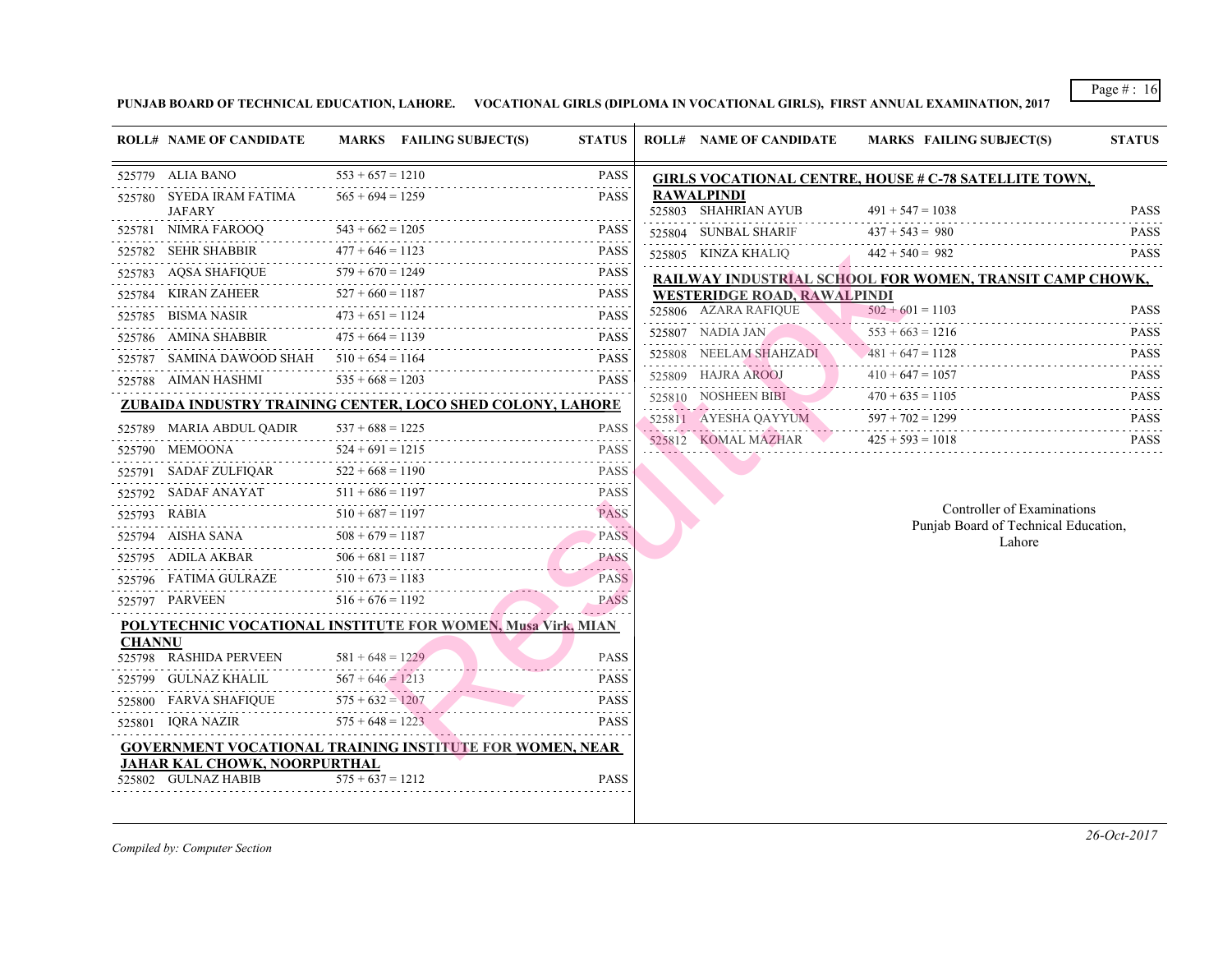**PUNJAB BOARD OF TECHNICAL EDUCATION, LAHORE. VOCATIONAL GIRLS (DIPLOMA IN VOCATIONAL GIRLS), FIRST ANNUAL EXAMINATION, 2017**

| ROLL# | NAME OF CANDIDATE | MARKS | FAILING SUBJECT(S) | STATUS |
|---|---|---|---|---|
| 525779 | ALIA BANO | 553 + 657 = 1210 | | PASS |
| 525780 | SYEDA IRAM FATIMA JAFARY | 565 + 694 = 1259 | | PASS |
| 525781 | NIMRA FAROOQ | 543 + 662 = 1205 | | PASS |
| 525782 | SEHR SHABBIR | 477 + 646 = 1123 | | PASS |
| 525783 | AQSA SHAFIQUE | 579 + 670 = 1249 | | PASS |
| 525784 | KIRAN ZAHEER | 527 + 660 = 1187 | | PASS |
| 525785 | BISMA NASIR | 473 + 651 = 1124 | | PASS |
| 525786 | AMINA SHABBIR | 475 + 664 = 1139 | | PASS |
| 525787 | SAMINA DAWOOD SHAH | 510 + 654 = 1164 | | PASS |
| 525788 | AIMAN HASHMI | 535 + 668 = 1203 | | PASS |

**ZUBAIDA INDUSTRY TRAINING CENTER, LOCO SHED COLONY, LAHORE**

| ROLL# | NAME OF CANDIDATE | MARKS | FAILING SUBJECT(S) | STATUS |
|---|---|---|---|---|
| 525789 | MARIA ABDUL QADIR | 537 + 688 = 1225 | | PASS |
| 525790 | MEMOONA | 524 + 691 = 1215 | | PASS |
| 525791 | SADAF ZULFIQAR | 522 + 668 = 1190 | | PASS |
| 525792 | SADAF ANAYAT | 511 + 686 = 1197 | | PASS |
| 525793 | RABIA | 510 + 687 = 1197 | | PASS |
| 525794 | AISHA SANA | 508 + 679 = 1187 | | PASS |
| 525795 | ADILA AKBAR | 506 + 681 = 1187 | | PASS |
| 525796 | FATIMA GULRAZE | 510 + 673 = 1183 | | PASS |
| 525797 | PARVEEN | 516 + 676 = 1192 | | PASS |

**POLYTECHNIC VOCATIONAL INSTITUTE FOR WOMEN, Musa Virk, MIAN CHANNU**

| ROLL# | NAME OF CANDIDATE | MARKS | FAILING SUBJECT(S) | STATUS |
|---|---|---|---|---|
| 525798 | RASHIDA PERVEEN | 581 + 648 = 1229 | | PASS |
| 525799 | GULNAZ KHALIL | 567 + 646 = 1213 | | PASS |
| 525800 | FARVA SHAFIQUE | 575 + 632 = 1207 | | PASS |
| 525801 | IQRA NAZIR | 575 + 648 = 1223 | | PASS |

**GOVERNMENT VOCATIONAL TRAINING INSTITUTE FOR WOMEN, NEAR JAHAR KAL CHOWK, NOORPURTHAL**

| ROLL# | NAME OF CANDIDATE | MARKS | FAILING SUBJECT(S) | STATUS |
|---|---|---|---|---|
| 525802 | GULNAZ HABIB | 575 + 637 = 1212 | | PASS |

**GIRLS VOCATIONAL CENTRE, HOUSE # C-78 SATELLITE TOWN, RAWALPINDI**

| ROLL# | NAME OF CANDIDATE | MARKS | FAILING SUBJECT(S) | STATUS |
|---|---|---|---|---|
| 525803 | SHAHRIAN AYUB | 491 + 547 = 1038 | | PASS |
| 525804 | SUNBAL SHARIF | 437 + 543 = 980 | | PASS |
| 525805 | KINZA KHALIQ | 442 + 540 = 982 | | PASS |

**RAILWAY INDUSTRIAL SCHOOL FOR WOMEN, TRANSIT CAMP CHOWK, WESTERIDGE ROAD, RAWALPINDI**

| ROLL# | NAME OF CANDIDATE | MARKS | FAILING SUBJECT(S) | STATUS |
|---|---|---|---|---|
| 525806 | AZARA RAFIQUE | 502 + 601 = 1103 | | PASS |
| 525807 | NADIA JAN | 553 + 663 = 1216 | | PASS |
| 525808 | NEELAM SHAHZADI | 481 + 647 = 1128 | | PASS |
| 525809 | HAJRA AROOJ | 410 + 647 = 1057 | | PASS |
| 525810 | NOSHEEN BIBI | 470 + 635 = 1105 | | PASS |
| 525811 | AYESHA QAYYUM | 597 + 702 = 1299 | | PASS |
| 525812 | KOMAL MAZHAR | 425 + 593 = 1018 | | PASS |

Controller of Examinations
Punjab Board of Technical Education,
Lahore

*Compiled by: Computer Section*

*26-Oct-2017*